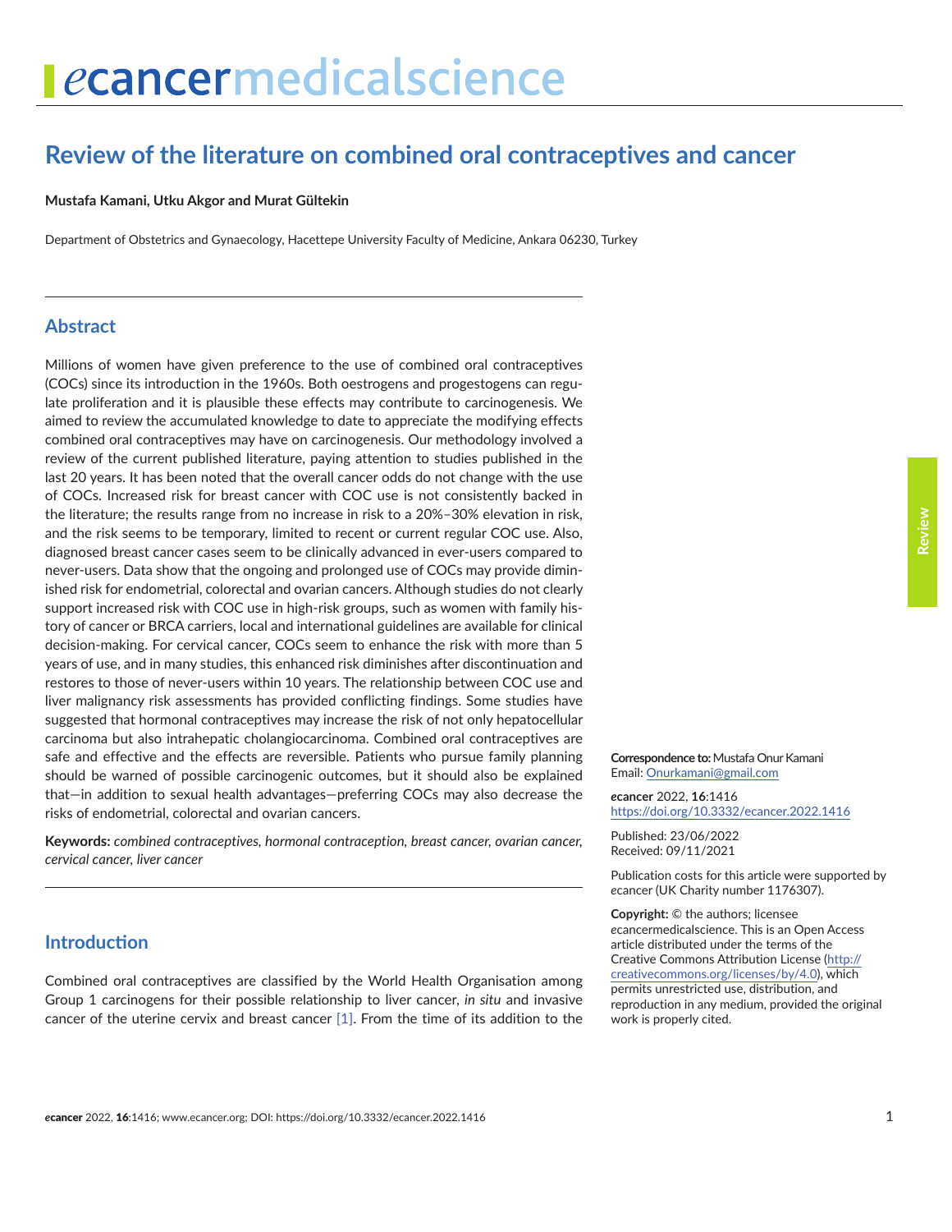# Review of the literature on combined oral contraceptives and cancer

**Mustafa Kamani, Utku Akgor and Murat Gültekin**

Department of Obstetrics and Gynaecology, Hacettepe University Faculty of Medicine, Ankara 06230, Turkey

## Abstract

Millions of women have given preference to the use of combined oral contraceptives (COCs) since its introduction in the 1960s. Both oestrogens and progestogens can regulate proliferation and it is plausible these effects may contribute to carcinogenesis. We aimed to review the accumulated knowledge to date to appreciate the modifying effects combined oral contraceptives may have on carcinogenesis. Our methodology involved a review of the current published literature, paying attention to studies published in the last 20 years. It has been noted that the overall cancer odds do not change with the use of COCs. Increased risk for breast cancer with COC use is not consistently backed in the literature; the results range from no increase in risk to a 20%–30% elevation in risk, and the risk seems to be temporary, limited to recent or current regular COC use. Also, diagnosed breast cancer cases seem to be clinically advanced in ever-users compared to never-users. Data show that the ongoing and prolonged use of COCs may provide diminished risk for endometrial, colorectal and ovarian cancers. Although studies do not clearly support increased risk with COC use in high-risk groups, such as women with family history of cancer or BRCA carriers, local and international guidelines are available for clinical decision-making. For cervical cancer, COCs seem to enhance the risk with more than 5 years of use, and in many studies, this enhanced risk diminishes after discontinuation and restores to those of never-users within 10 years. The relationship between COC use and liver malignancy risk assessments has provided conflicting findings. Some studies have suggested that hormonal contraceptives may increase the risk of not only hepatocellular carcinoma but also intrahepatic cholangiocarcinoma. Combined oral contraceptives are safe and effective and the effects are reversible. Patients who pursue family planning should be warned of possible carcinogenic outcomes, but it should also be explained that—in addition to sexual health advantages—preferring COCs may also decrease the risks of endometrial, colorectal and ovarian cancers.

**Keywords:** *combined contraceptives, hormonal contraception, breast cancer, ovarian cancer, cervical cancer, liver cancer*

**Correspondence to:** Mustafa Onur Kamani
Email: Onurkamani@gmail.com

*e*cancer 2022, **16**:1416
https://doi.org/10.3332/ecancer.2022.1416

Published: 23/06/2022
Received: 09/11/2021

Publication costs for this article were supported by *e*cancer (UK Charity number 1176307).

**Copyright:** © the authors; licensee *e*cancermedicalscience. This is an Open Access article distributed under the terms of the Creative Commons Attribution License (http://creativecommons.org/licenses/by/4.0), which permits unrestricted use, distribution, and reproduction in any medium, provided the original work is properly cited.

## Introduction

Combined oral contraceptives are classified by the World Health Organisation among Group 1 carcinogens for their possible relationship to liver cancer, *in situ* and invasive cancer of the uterine cervix and breast cancer [1]. From the time of its addition to the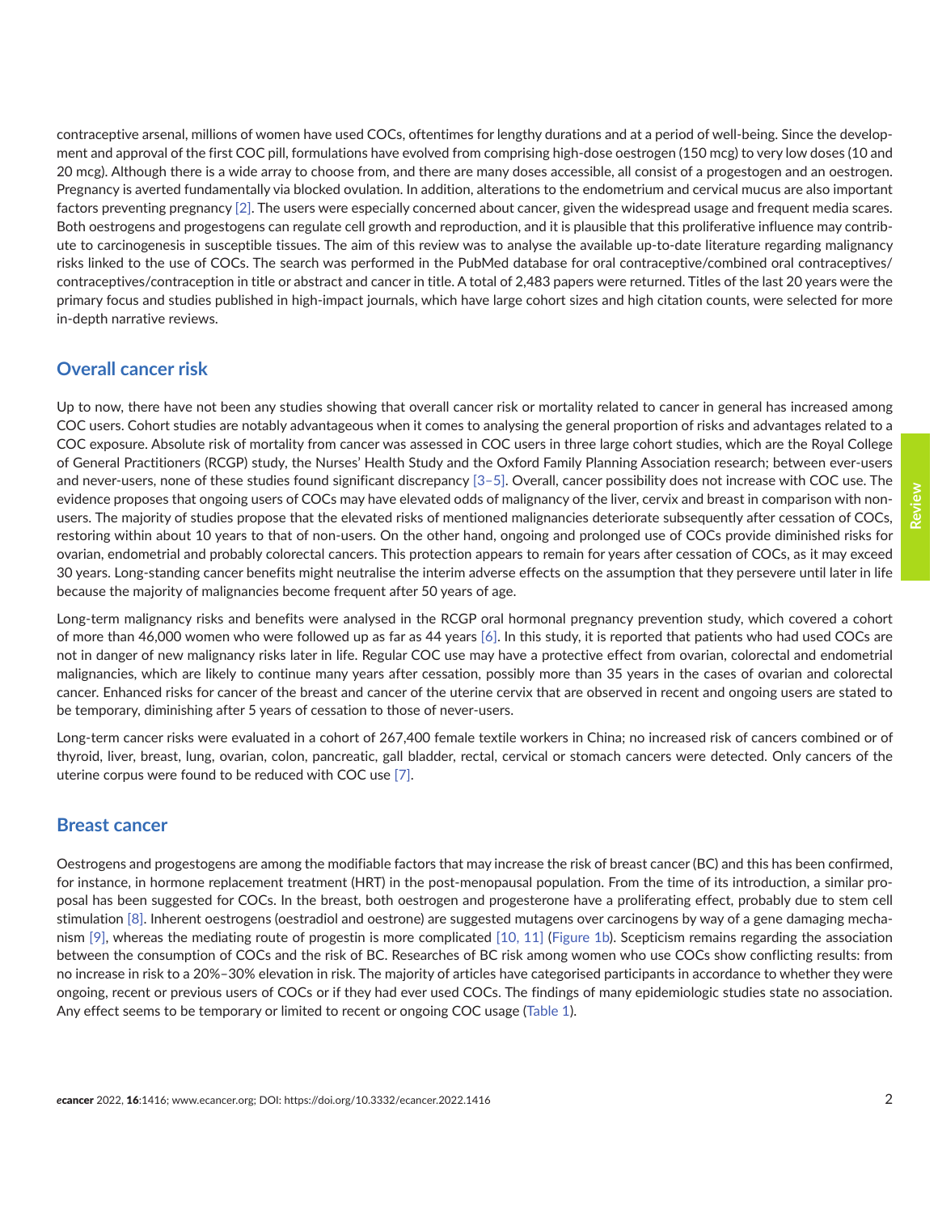contraceptive arsenal, millions of women have used COCs, oftentimes for lengthy durations and at a period of well-being. Since the development and approval of the first COC pill, formulations have evolved from comprising high-dose oestrogen (150 mcg) to very low doses (10 and 20 mcg). Although there is a wide array to choose from, and there are many doses accessible, all consist of a progestogen and an oestrogen. Pregnancy is averted fundamentally via blocked ovulation. In addition, alterations to the endometrium and cervical mucus are also important factors preventing pregnancy [2]. The users were especially concerned about cancer, given the widespread usage and frequent media scares. Both oestrogens and progestogens can regulate cell growth and reproduction, and it is plausible that this proliferative influence may contribute to carcinogenesis in susceptible tissues. The aim of this review was to analyse the available up-to-date literature regarding malignancy risks linked to the use of COCs. The search was performed in the PubMed database for oral contraceptive/combined oral contraceptives/contraceptives/contraception in title or abstract and cancer in title. A total of 2,483 papers were returned. Titles of the last 20 years were the primary focus and studies published in high-impact journals, which have large cohort sizes and high citation counts, were selected for more in-depth narrative reviews.

## Overall cancer risk

Up to now, there have not been any studies showing that overall cancer risk or mortality related to cancer in general has increased among COC users. Cohort studies are notably advantageous when it comes to analysing the general proportion of risks and advantages related to a COC exposure. Absolute risk of mortality from cancer was assessed in COC users in three large cohort studies, which are the Royal College of General Practitioners (RCGP) study, the Nurses' Health Study and the Oxford Family Planning Association research; between ever-users and never-users, none of these studies found significant discrepancy [3–5]. Overall, cancer possibility does not increase with COC use. The evidence proposes that ongoing users of COCs may have elevated odds of malignancy of the liver, cervix and breast in comparison with non-users. The majority of studies propose that the elevated risks of mentioned malignancies deteriorate subsequently after cessation of COCs, restoring within about 10 years to that of non-users. On the other hand, ongoing and prolonged use of COCs provide diminished risks for ovarian, endometrial and probably colorectal cancers. This protection appears to remain for years after cessation of COCs, as it may exceed 30 years. Long-standing cancer benefits might neutralise the interim adverse effects on the assumption that they persevere until later in life because the majority of malignancies become frequent after 50 years of age.

Long-term malignancy risks and benefits were analysed in the RCGP oral hormonal pregnancy prevention study, which covered a cohort of more than 46,000 women who were followed up as far as 44 years [6]. In this study, it is reported that patients who had used COCs are not in danger of new malignancy risks later in life. Regular COC use may have a protective effect from ovarian, colorectal and endometrial malignancies, which are likely to continue many years after cessation, possibly more than 35 years in the cases of ovarian and colorectal cancer. Enhanced risks for cancer of the breast and cancer of the uterine cervix that are observed in recent and ongoing users are stated to be temporary, diminishing after 5 years of cessation to those of never-users.

Long-term cancer risks were evaluated in a cohort of 267,400 female textile workers in China; no increased risk of cancers combined or of thyroid, liver, breast, lung, ovarian, colon, pancreatic, gall bladder, rectal, cervical or stomach cancers were detected. Only cancers of the uterine corpus were found to be reduced with COC use [7].

## Breast cancer

Oestrogens and progestogens are among the modifiable factors that may increase the risk of breast cancer (BC) and this has been confirmed, for instance, in hormone replacement treatment (HRT) in the post-menopausal population. From the time of its introduction, a similar proposal has been suggested for COCs. In the breast, both oestrogen and progesterone have a proliferating effect, probably due to stem cell stimulation [8]. Inherent oestrogens (oestradiol and oestrone) are suggested mutagens over carcinogens by way of a gene damaging mechanism [9], whereas the mediating route of progestin is more complicated [10, 11] (Figure 1b). Scepticism remains regarding the association between the consumption of COCs and the risk of BC. Researches of BC risk among women who use COCs show conflicting results: from no increase in risk to a 20%–30% elevation in risk. The majority of articles have categorised participants in accordance to whether they were ongoing, recent or previous users of COCs or if they had ever used COCs. The findings of many epidemiologic studies state no association. Any effect seems to be temporary or limited to recent or ongoing COC usage (Table 1).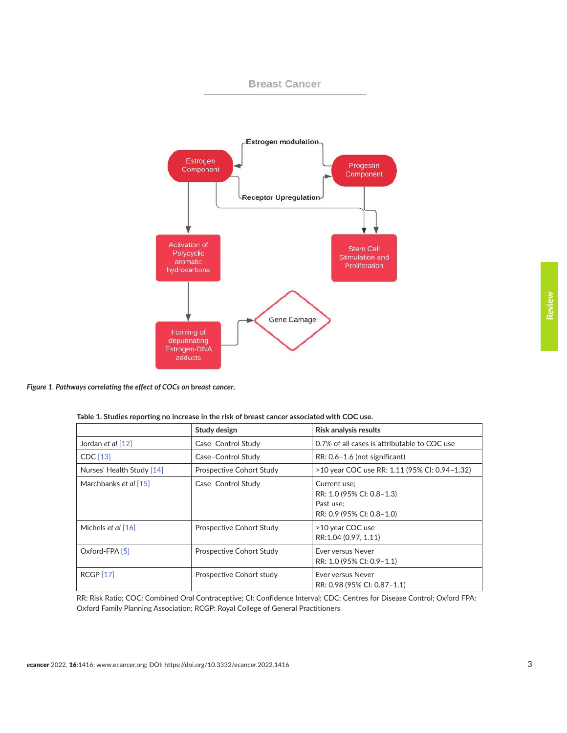Figure 1. Pathways correlating the effect of COCs on breast cancer.

Table 1. Studies reporting no increase in the risk of breast cancer associated with COC use.

| | Study design | Risk analysis results |
|---|---|---|
| Jordan *et al* [12] | Case–Control Study | 0.7% of all cases is attributable to COC use |
| CDC [13] | Case–Control Study | RR: 0.6–1.6 (not significant) |
| Nurses' Health Study [14] | Prospective Cohort Study | >10 year COC use RR: 1.11 (95% CI: 0.94–1.32) |
| Marchbanks *et al* [15] | Case–Control Study | Current use;<br>RR: 1.0 (95% CI: 0.8–1.3)<br>Past use;<br>RR: 0.9 (95% CI: 0.8–1.0) |
| Michels *et al* [16] | Prospective Cohort Study | >10 year COC use<br>RR:1.04 (0.97, 1.11) |
| Oxford-FPA [5] | Prospective Cohort Study | Ever versus Never<br>RR: 1.0 (95% CI: 0.9–1.1) |
| RCGP [17] | Prospective Cohort study | Ever versus Never<br>RR: 0.98 (95% CI: 0.87–1.1) |

RR: Risk Ratio; COC: Combined Oral Contraceptive; CI: Confidence Interval; CDC: Centres for Disease Control; Oxford FPA: Oxford Family Planning Association; RCGP: Royal College of General Practitioners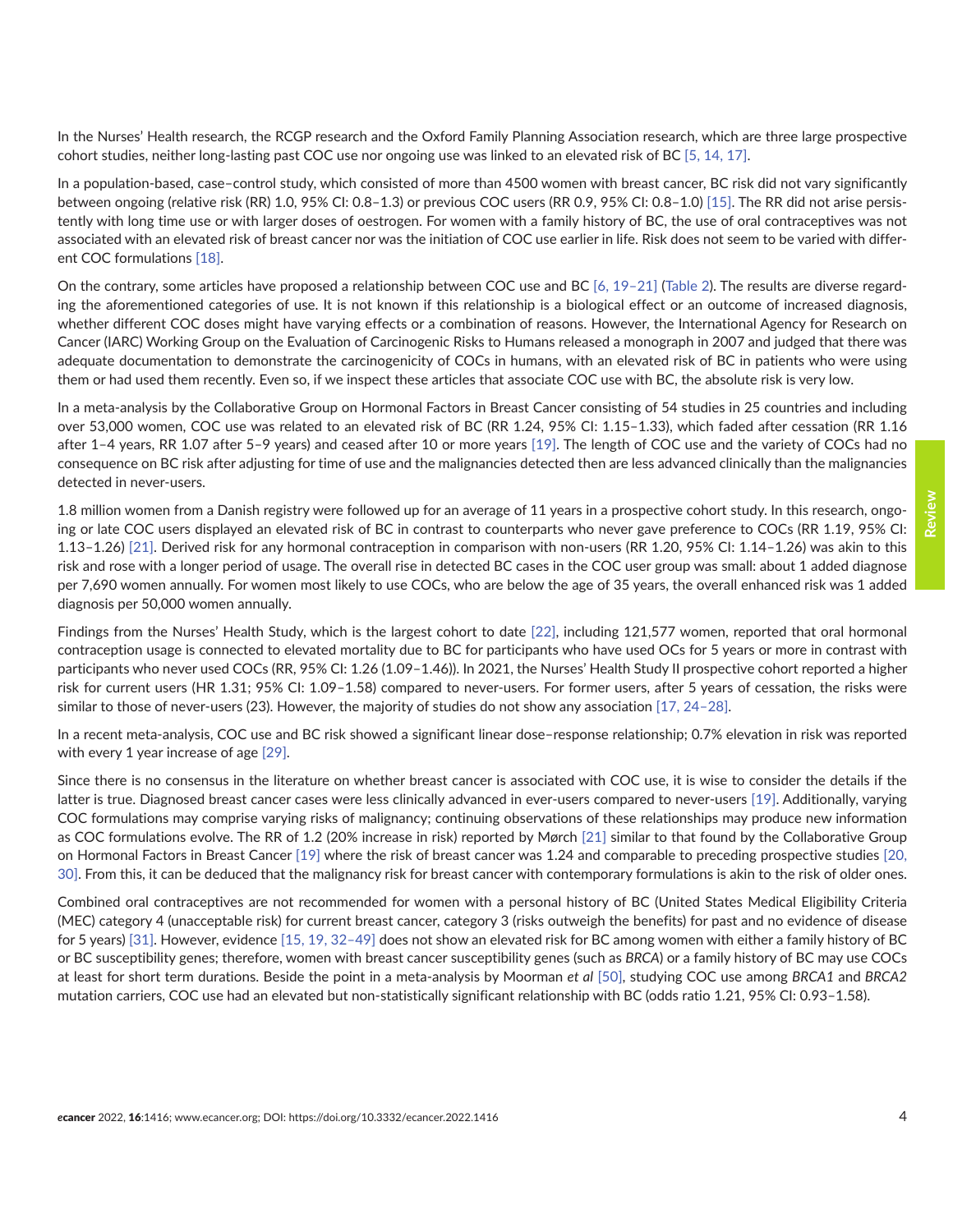In the Nurses' Health research, the RCGP research and the Oxford Family Planning Association research, which are three large prospective cohort studies, neither long-lasting past COC use nor ongoing use was linked to an elevated risk of BC [5, 14, 17].

In a population-based, case–control study, which consisted of more than 4500 women with breast cancer, BC risk did not vary significantly between ongoing (relative risk (RR) 1.0, 95% CI: 0.8–1.3) or previous COC users (RR 0.9, 95% CI: 0.8–1.0) [15]. The RR did not arise persistently with long time use or with larger doses of oestrogen. For women with a family history of BC, the use of oral contraceptives was not associated with an elevated risk of breast cancer nor was the initiation of COC use earlier in life. Risk does not seem to be varied with different COC formulations [18].

On the contrary, some articles have proposed a relationship between COC use and BC [6, 19–21] (Table 2). The results are diverse regarding the aforementioned categories of use. It is not known if this relationship is a biological effect or an outcome of increased diagnosis, whether different COC doses might have varying effects or a combination of reasons. However, the International Agency for Research on Cancer (IARC) Working Group on the Evaluation of Carcinogenic Risks to Humans released a monograph in 2007 and judged that there was adequate documentation to demonstrate the carcinogenicity of COCs in humans, with an elevated risk of BC in patients who were using them or had used them recently. Even so, if we inspect these articles that associate COC use with BC, the absolute risk is very low.

In a meta-analysis by the Collaborative Group on Hormonal Factors in Breast Cancer consisting of 54 studies in 25 countries and including over 53,000 women, COC use was related to an elevated risk of BC (RR 1.24, 95% CI: 1.15–1.33), which faded after cessation (RR 1.16 after 1–4 years, RR 1.07 after 5–9 years) and ceased after 10 or more years [19]. The length of COC use and the variety of COCs had no consequence on BC risk after adjusting for time of use and the malignancies detected then are less advanced clinically than the malignancies detected in never-users.

1.8 million women from a Danish registry were followed up for an average of 11 years in a prospective cohort study. In this research, ongoing or late COC users displayed an elevated risk of BC in contrast to counterparts who never gave preference to COCs (RR 1.19, 95% CI: 1.13–1.26) [21]. Derived risk for any hormonal contraception in comparison with non-users (RR 1.20, 95% CI: 1.14–1.26) was akin to this risk and rose with a longer period of usage. The overall rise in detected BC cases in the COC user group was small: about 1 added diagnose per 7,690 women annually. For women most likely to use COCs, who are below the age of 35 years, the overall enhanced risk was 1 added diagnosis per 50,000 women annually.

Findings from the Nurses' Health Study, which is the largest cohort to date [22], including 121,577 women, reported that oral hormonal contraception usage is connected to elevated mortality due to BC for participants who have used OCs for 5 years or more in contrast with participants who never used COCs (RR, 95% CI: 1.26 (1.09–1.46)). In 2021, the Nurses' Health Study II prospective cohort reported a higher risk for current users (HR 1.31; 95% CI: 1.09–1.58) compared to never-users. For former users, after 5 years of cessation, the risks were similar to those of never-users (23). However, the majority of studies do not show any association [17, 24–28].

In a recent meta-analysis, COC use and BC risk showed a significant linear dose–response relationship; 0.7% elevation in risk was reported with every 1 year increase of age [29].

Since there is no consensus in the literature on whether breast cancer is associated with COC use, it is wise to consider the details if the latter is true. Diagnosed breast cancer cases were less clinically advanced in ever-users compared to never-users [19]. Additionally, varying COC formulations may comprise varying risks of malignancy; continuing observations of these relationships may produce new information as COC formulations evolve. The RR of 1.2 (20% increase in risk) reported by Mørch [21] similar to that found by the Collaborative Group on Hormonal Factors in Breast Cancer [19] where the risk of breast cancer was 1.24 and comparable to preceding prospective studies [20, 30]. From this, it can be deduced that the malignancy risk for breast cancer with contemporary formulations is akin to the risk of older ones.

Combined oral contraceptives are not recommended for women with a personal history of BC (United States Medical Eligibility Criteria (MEC) category 4 (unacceptable risk) for current breast cancer, category 3 (risks outweigh the benefits) for past and no evidence of disease for 5 years) [31]. However, evidence [15, 19, 32–49] does not show an elevated risk for BC among women with either a family history of BC or BC susceptibility genes; therefore, women with breast cancer susceptibility genes (such as *BRCA*) or a family history of BC may use COCs at least for short term durations. Beside the point in a meta-analysis by Moorman *et al* [50], studying COC use among *BRCA1* and *BRCA2* mutation carriers, COC use had an elevated but non-statistically significant relationship with BC (odds ratio 1.21, 95% CI: 0.93–1.58).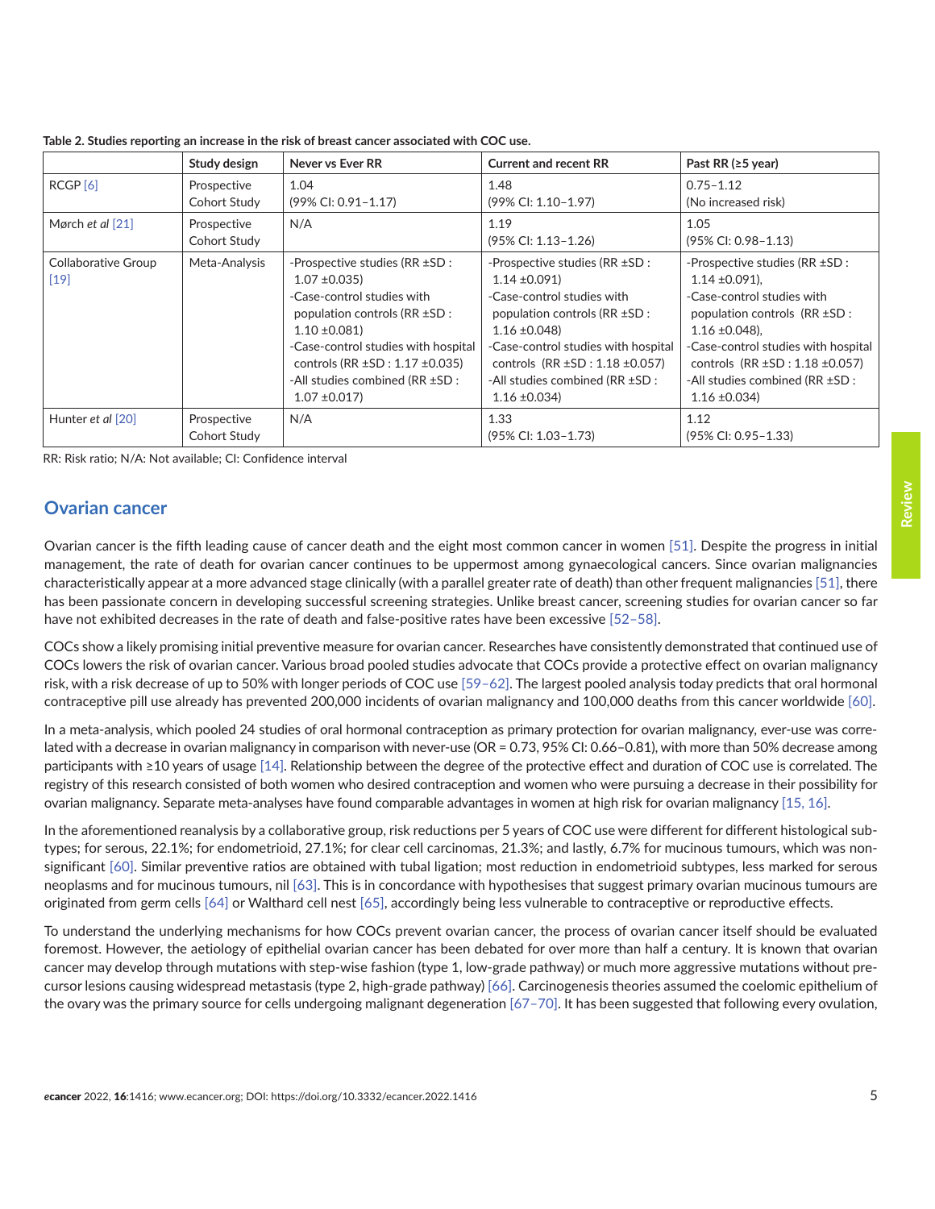**Table 2. Studies reporting an increase in the risk of breast cancer associated with COC use.**

| | Study design | Never vs Ever RR | Current and recent RR | Past RR (≥5 year) |
|---|---|---|---|---|
| RCGP [6] | Prospective Cohort Study | 1.04 (99% CI: 0.91–1.17) | 1.48 (99% CI: 1.10–1.97) | 0.75–1.12 (No increased risk) |
| Mørch *et al* [21] | Prospective Cohort Study | N/A | 1.19 (95% CI: 1.13–1.26) | 1.05 (95% CI: 0.98–1.13) |
| Collaborative Group [19] | Meta-Analysis | -Prospective studies (RR ±SD : 1.07 ±0.035)<br>-Case-control studies with population controls (RR ±SD : 1.10 ±0.081)<br>-Case-control studies with hospital controls (RR ±SD : 1.17 ±0.035)<br>-All studies combined (RR ±SD : 1.07 ±0.017) | -Prospective studies (RR ±SD : 1.14 ±0.091)<br>-Case-control studies with population controls (RR ±SD : 1.16 ±0.048)<br>-Case-control studies with hospital controls (RR ±SD : 1.18 ±0.057)<br>-All studies combined (RR ±SD : 1.16 ±0.034) | -Prospective studies (RR ±SD : 1.14 ±0.091),<br>-Case-control studies with population controls (RR ±SD : 1.16 ±0.048),<br>-Case-control studies with hospital controls (RR ±SD : 1.18 ±0.057)<br>-All studies combined (RR ±SD : 1.16 ±0.034) |
| Hunter *et al* [20] | Prospective Cohort Study | N/A | 1.33 (95% CI: 1.03–1.73) | 1.12 (95% CI: 0.95–1.33) |

RR: Risk ratio; N/A: Not available; CI: Confidence interval

## Ovarian cancer

Ovarian cancer is the fifth leading cause of cancer death and the eight most common cancer in women [51]. Despite the progress in initial management, the rate of death for ovarian cancer continues to be uppermost among gynaecological cancers. Since ovarian malignancies characteristically appear at a more advanced stage clinically (with a parallel greater rate of death) than other frequent malignancies [51], there has been passionate concern in developing successful screening strategies. Unlike breast cancer, screening studies for ovarian cancer so far have not exhibited decreases in the rate of death and false-positive rates have been excessive [52–58].

COCs show a likely promising initial preventive measure for ovarian cancer. Researches have consistently demonstrated that continued use of COCs lowers the risk of ovarian cancer. Various broad pooled studies advocate that COCs provide a protective effect on ovarian malignancy risk, with a risk decrease of up to 50% with longer periods of COC use [59–62]. The largest pooled analysis today predicts that oral hormonal contraceptive pill use already has prevented 200,000 incidents of ovarian malignancy and 100,000 deaths from this cancer worldwide [60].

In a meta-analysis, which pooled 24 studies of oral hormonal contraception as primary protection for ovarian malignancy, ever-use was correlated with a decrease in ovarian malignancy in comparison with never-use (OR = 0.73, 95% CI: 0.66–0.81), with more than 50% decrease among participants with ≥10 years of usage [14]. Relationship between the degree of the protective effect and duration of COC use is correlated. The registry of this research consisted of both women who desired contraception and women who were pursuing a decrease in their possibility for ovarian malignancy. Separate meta-analyses have found comparable advantages in women at high risk for ovarian malignancy [15, 16].

In the aforementioned reanalysis by a collaborative group, risk reductions per 5 years of COC use were different for different histological subtypes; for serous, 22.1%; for endometrioid, 27.1%; for clear cell carcinomas, 21.3%; and lastly, 6.7% for mucinous tumours, which was non-significant [60]. Similar preventive ratios are obtained with tubal ligation; most reduction in endometrioid subtypes, less marked for serous neoplasms and for mucinous tumours, nil [63]. This is in concordance with hypotheses that suggest primary ovarian mucinous tumours are originated from germ cells [64] or Walthard cell nest [65], accordingly being less vulnerable to contraceptive or reproductive effects.

To understand the underlying mechanisms for how COCs prevent ovarian cancer, the process of ovarian cancer itself should be evaluated foremost. However, the aetiology of epithelial ovarian cancer has been debated for over more than half a century. It is known that ovarian cancer may develop through mutations with step-wise fashion (type 1, low-grade pathway) or much more aggressive mutations without precursor lesions causing widespread metastasis (type 2, high-grade pathway) [66]. Carcinogenesis theories assumed the coelomic epithelium of the ovary was the primary source for cells undergoing malignant degeneration [67–70]. It has been suggested that following every ovulation,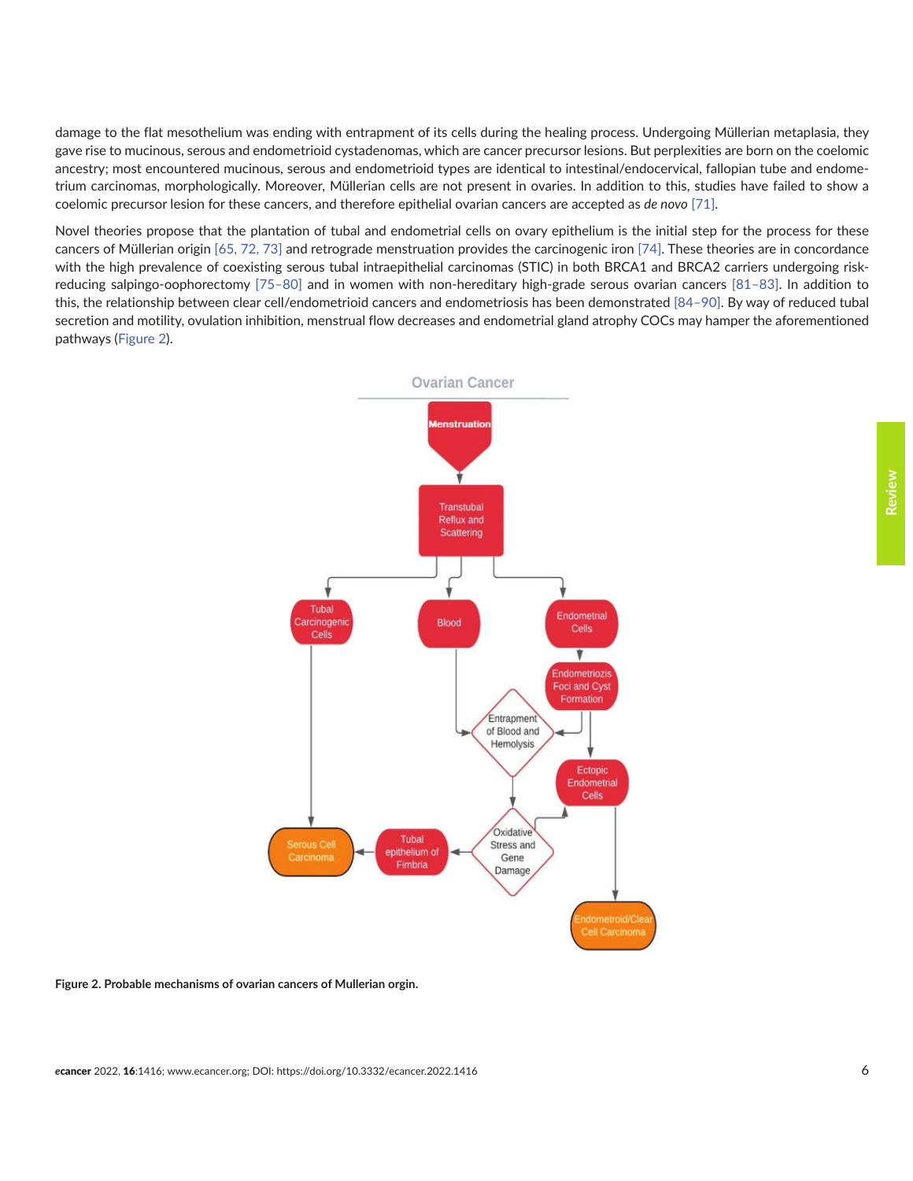damage to the flat mesothelium was ending with entrapment of its cells during the healing process. Undergoing Müllerian metaplasia, they gave rise to mucinous, serous and endometrioid cystadenomas, which are cancer precursor lesions. But perplexities are born on the coelomic ancestry; most encountered mucinous, serous and endometrioid types are identical to intestinal/endocervical, fallopian tube and endometrium carcinomas, morphologically. Moreover, Müllerian cells are not present in ovaries. In addition to this, studies have failed to show a coelomic precursor lesion for these cancers, and therefore epithelial ovarian cancers are accepted as *de novo* [71].

Novel theories propose that the plantation of tubal and endometrial cells on ovary epithelium is the initial step for the process for these cancers of Müllerian origin [65, 72, 73] and retrograde menstruation provides the carcinogenic iron [74]. These theories are in concordance with the high prevalence of coexisting serous tubal intraepithelial carcinomas (STIC) in both BRCA1 and BRCA2 carriers undergoing risk-reducing salpingo-oophorectomy [75–80] and in women with non-hereditary high-grade serous ovarian cancers [81–83]. In addition to this, the relationship between clear cell/endometrioid cancers and endometriosis has been demonstrated [84–90]. By way of reduced tubal secretion and motility, ovulation inhibition, menstrual flow decreases and endometrial gland atrophy COCs may hamper the aforementioned pathways (Figure 2).

**Figure 2. Probable mechanisms of ovarian cancers of Mullerian orgin.**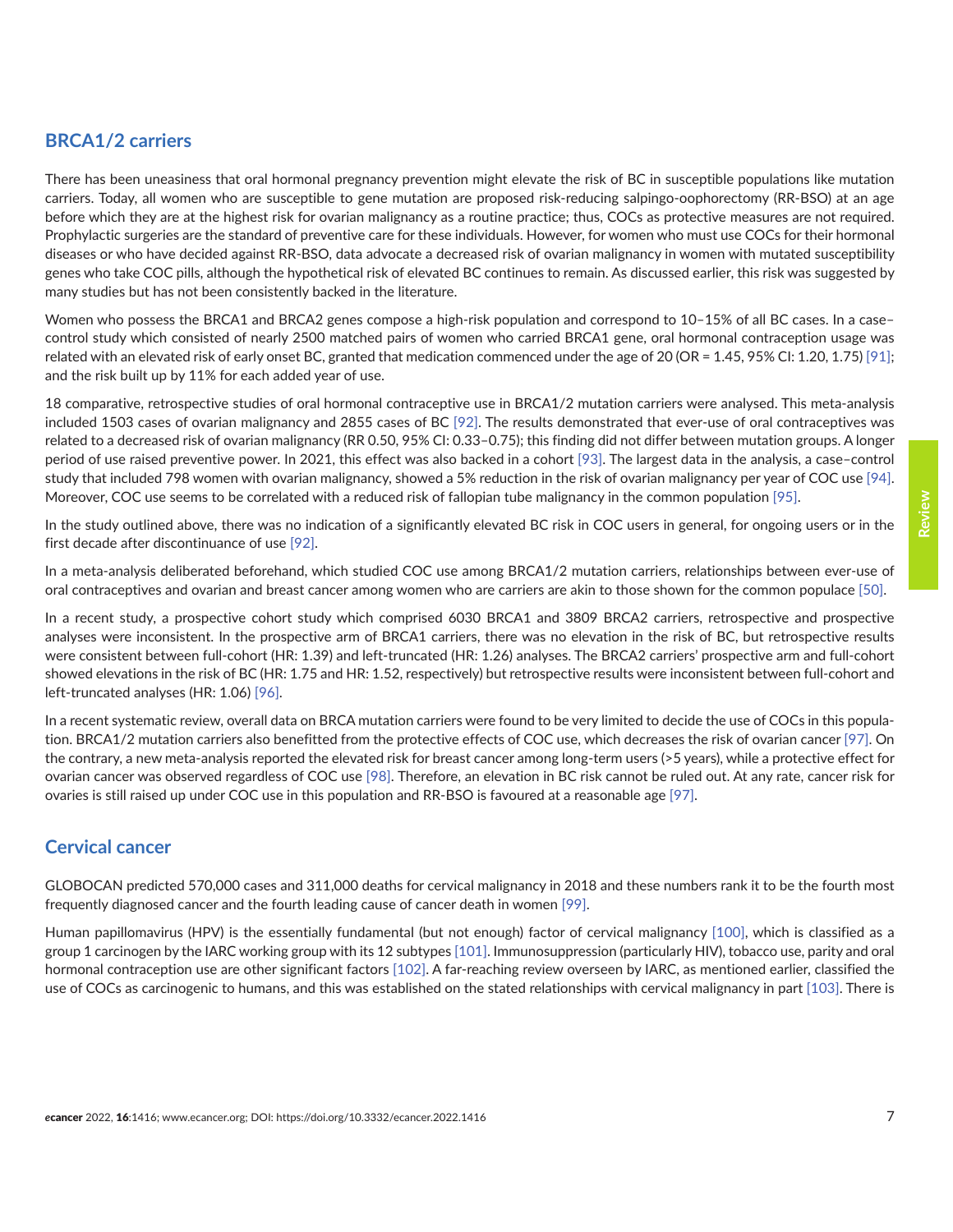## BRCA1/2 carriers

There has been uneasiness that oral hormonal pregnancy prevention might elevate the risk of BC in susceptible populations like mutation carriers. Today, all women who are susceptible to gene mutation are proposed risk-reducing salpingo-oophorectomy (RR-BSO) at an age before which they are at the highest risk for ovarian malignancy as a routine practice; thus, COCs as protective measures are not required. Prophylactic surgeries are the standard of preventive care for these individuals. However, for women who must use COCs for their hormonal diseases or who have decided against RR-BSO, data advocate a decreased risk of ovarian malignancy in women with mutated susceptibility genes who take COC pills, although the hypothetical risk of elevated BC continues to remain. As discussed earlier, this risk was suggested by many studies but has not been consistently backed in the literature.

Women who possess the BRCA1 and BRCA2 genes compose a high-risk population and correspond to 10–15% of all BC cases. In a case–control study which consisted of nearly 2500 matched pairs of women who carried BRCA1 gene, oral hormonal contraception usage was related with an elevated risk of early onset BC, granted that medication commenced under the age of 20 (OR = 1.45, 95% CI: 1.20, 1.75) [91]; and the risk built up by 11% for each added year of use.

18 comparative, retrospective studies of oral hormonal contraceptive use in BRCA1/2 mutation carriers were analysed. This meta-analysis included 1503 cases of ovarian malignancy and 2855 cases of BC [92]. The results demonstrated that ever-use of oral contraceptives was related to a decreased risk of ovarian malignancy (RR 0.50, 95% CI: 0.33–0.75); this finding did not differ between mutation groups. A longer period of use raised preventive power. In 2021, this effect was also backed in a cohort [93]. The largest data in the analysis, a case–control study that included 798 women with ovarian malignancy, showed a 5% reduction in the risk of ovarian malignancy per year of COC use [94]. Moreover, COC use seems to be correlated with a reduced risk of fallopian tube malignancy in the common population [95].

In the study outlined above, there was no indication of a significantly elevated BC risk in COC users in general, for ongoing users or in the first decade after discontinuance of use [92].

In a meta-analysis deliberated beforehand, which studied COC use among BRCA1/2 mutation carriers, relationships between ever-use of oral contraceptives and ovarian and breast cancer among women who are carriers are akin to those shown for the common populace [50].

In a recent study, a prospective cohort study which comprised 6030 BRCA1 and 3809 BRCA2 carriers, retrospective and prospective analyses were inconsistent. In the prospective arm of BRCA1 carriers, there was no elevation in the risk of BC, but retrospective results were consistent between full-cohort (HR: 1.39) and left-truncated (HR: 1.26) analyses. The BRCA2 carriers' prospective arm and full-cohort showed elevations in the risk of BC (HR: 1.75 and HR: 1.52, respectively) but retrospective results were inconsistent between full-cohort and left-truncated analyses (HR: 1.06) [96].

In a recent systematic review, overall data on BRCA mutation carriers were found to be very limited to decide the use of COCs in this population. BRCA1/2 mutation carriers also benefitted from the protective effects of COC use, which decreases the risk of ovarian cancer [97]. On the contrary, a new meta-analysis reported the elevated risk for breast cancer among long-term users (>5 years), while a protective effect for ovarian cancer was observed regardless of COC use [98]. Therefore, an elevation in BC risk cannot be ruled out. At any rate, cancer risk for ovaries is still raised up under COC use in this population and RR-BSO is favoured at a reasonable age [97].

## Cervical cancer

GLOBOCAN predicted 570,000 cases and 311,000 deaths for cervical malignancy in 2018 and these numbers rank it to be the fourth most frequently diagnosed cancer and the fourth leading cause of cancer death in women [99].

Human papillomavirus (HPV) is the essentially fundamental (but not enough) factor of cervical malignancy [100], which is classified as a group 1 carcinogen by the IARC working group with its 12 subtypes [101]. Immunosuppression (particularly HIV), tobacco use, parity and oral hormonal contraception use are other significant factors [102]. A far-reaching review overseen by IARC, as mentioned earlier, classified the use of COCs as carcinogenic to humans, and this was established on the stated relationships with cervical malignancy in part [103]. There is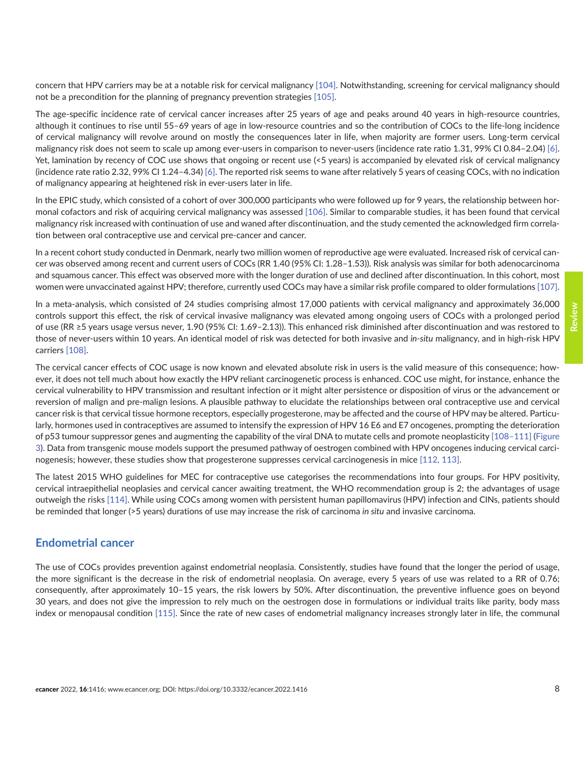concern that HPV carriers may be at a notable risk for cervical malignancy [104]. Notwithstanding, screening for cervical malignancy should not be a precondition for the planning of pregnancy prevention strategies [105].

The age-specific incidence rate of cervical cancer increases after 25 years of age and peaks around 40 years in high-resource countries, although it continues to rise until 55–69 years of age in low-resource countries and so the contribution of COCs to the life-long incidence of cervical malignancy will revolve around on mostly the consequences later in life, when majority are former users. Long-term cervical malignancy risk does not seem to scale up among ever-users in comparison to never-users (incidence rate ratio 1.31, 99% CI 0.84–2.04) [6]. Yet, lamination by recency of COC use shows that ongoing or recent use (<5 years) is accompanied by elevated risk of cervical malignancy (incidence rate ratio 2.32, 99% CI 1.24–4.34) [6]. The reported risk seems to wane after relatively 5 years of ceasing COCs, with no indication of malignancy appearing at heightened risk in ever-users later in life.

In the EPIC study, which consisted of a cohort of over 300,000 participants who were followed up for 9 years, the relationship between hormonal cofactors and risk of acquiring cervical malignancy was assessed [106]. Similar to comparable studies, it has been found that cervical malignancy risk increased with continuation of use and waned after discontinuation, and the study cemented the acknowledged firm correlation between oral contraceptive use and cervical pre-cancer and cancer.

In a recent cohort study conducted in Denmark, nearly two million women of reproductive age were evaluated. Increased risk of cervical cancer was observed among recent and current users of COCs (RR 1.40 (95% CI: 1.28–1.53)). Risk analysis was similar for both adenocarcinoma and squamous cancer. This effect was observed more with the longer duration of use and declined after discontinuation. In this cohort, most women were unvaccinated against HPV; therefore, currently used COCs may have a similar risk profile compared to older formulations [107].

In a meta-analysis, which consisted of 24 studies comprising almost 17,000 patients with cervical malignancy and approximately 36,000 controls support this effect, the risk of cervical invasive malignancy was elevated among ongoing users of COCs with a prolonged period of use (RR ≥5 years usage versus never, 1.90 (95% CI: 1.69–2.13)). This enhanced risk diminished after discontinuation and was restored to those of never-users within 10 years. An identical model of risk was detected for both invasive and *in-situ* malignancy, and in high-risk HPV carriers [108].

The cervical cancer effects of COC usage is now known and elevated absolute risk in users is the valid measure of this consequence; however, it does not tell much about how exactly the HPV reliant carcinogenetic process is enhanced. COC use might, for instance, enhance the cervical vulnerability to HPV transmission and resultant infection or it might alter persistence or disposition of virus or the advancement or reversion of malign and pre-malign lesions. A plausible pathway to elucidate the relationships between oral contraceptive use and cervical cancer risk is that cervical tissue hormone receptors, especially progesterone, may be affected and the course of HPV may be altered. Particularly, hormones used in contraceptives are assumed to intensify the expression of HPV 16 E6 and E7 oncogenes, prompting the deterioration of p53 tumour suppressor genes and augmenting the capability of the viral DNA to mutate cells and promote neoplasticity [108–111] (Figure 3). Data from transgenic mouse models support the presumed pathway of oestrogen combined with HPV oncogenes inducing cervical carcinogenesis; however, these studies show that progesterone suppresses cervical carcinogenesis in mice [112, 113].

The latest 2015 WHO guidelines for MEC for contraceptive use categorises the recommendations into four groups. For HPV positivity, cervical intraepithelial neoplasies and cervical cancer awaiting treatment, the WHO recommendation group is 2; the advantages of usage outweigh the risks [114]. While using COCs among women with persistent human papillomavirus (HPV) infection and CINs, patients should be reminded that longer (>5 years) durations of use may increase the risk of carcinoma *in situ* and invasive carcinoma.

## Endometrial cancer

The use of COCs provides prevention against endometrial neoplasia. Consistently, studies have found that the longer the period of usage, the more significant is the decrease in the risk of endometrial neoplasia. On average, every 5 years of use was related to a RR of 0.76; consequently, after approximately 10–15 years, the risk lowers by 50%. After discontinuation, the preventive influence goes on beyond 30 years, and does not give the impression to rely much on the oestrogen dose in formulations or individual traits like parity, body mass index or menopausal condition [115]. Since the rate of new cases of endometrial malignancy increases strongly later in life, the communal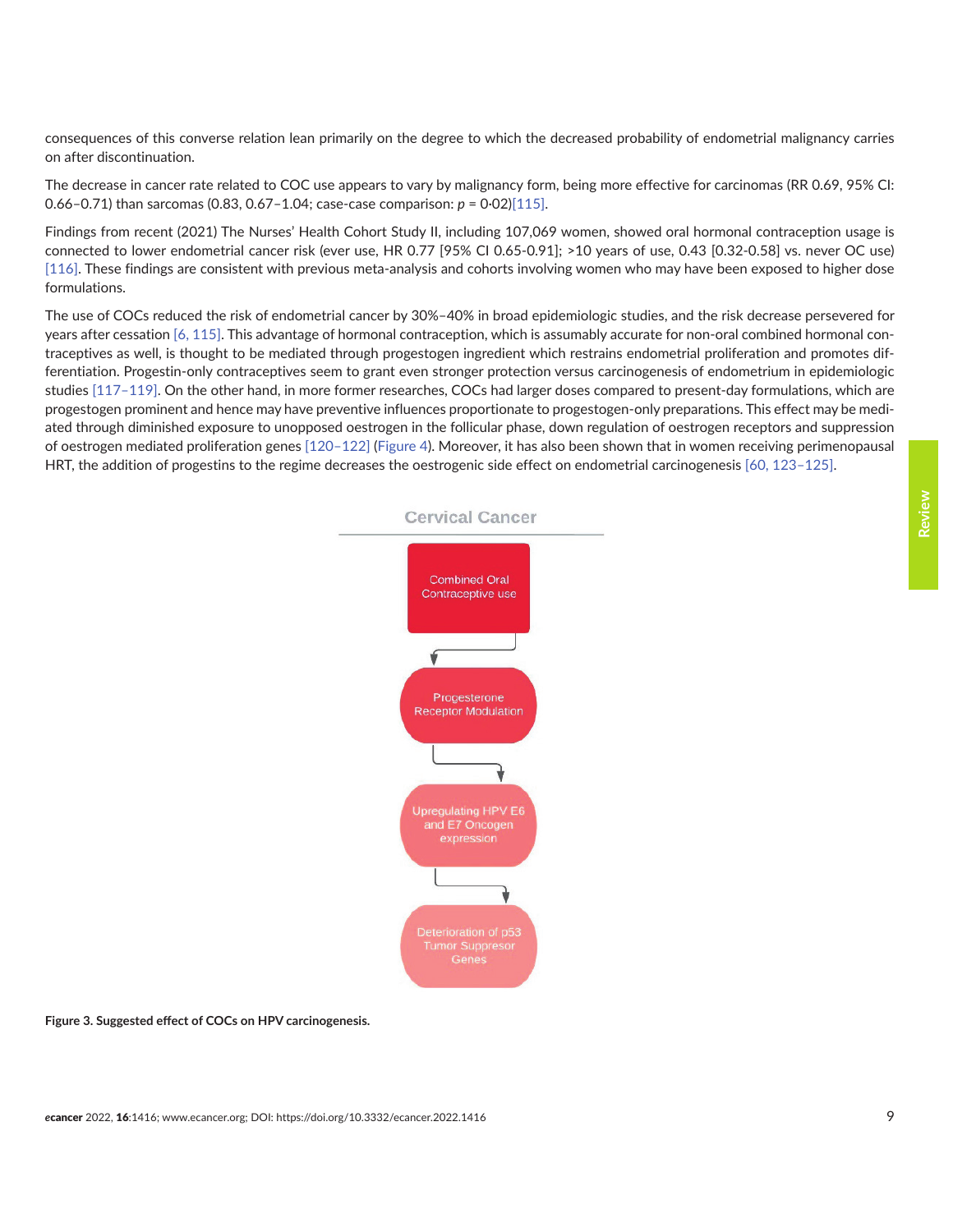consequences of this converse relation lean primarily on the degree to which the decreased probability of endometrial malignancy carries on after discontinuation.

The decrease in cancer rate related to COC use appears to vary by malignancy form, being more effective for carcinomas (RR 0.69, 95% CI: 0.66–0.71) than sarcomas (0.83, 0.67–1.04; case-case comparison: $p$ = 0·02)[115].

Findings from recent (2021) The Nurses' Health Cohort Study II, including 107,069 women, showed oral hormonal contraception usage is connected to lower endometrial cancer risk (ever use, HR 0.77 [95% CI 0.65-0.91]; >10 years of use, 0.43 [0.32-0.58] vs. never OC use) [116]. These findings are consistent with previous meta-analysis and cohorts involving women who may have been exposed to higher dose formulations.

The use of COCs reduced the risk of endometrial cancer by 30%–40% in broad epidemiologic studies, and the risk decrease persevered for years after cessation [6, 115]. This advantage of hormonal contraception, which is assumably accurate for non-oral combined hormonal contraceptives as well, is thought to be mediated through progestogen ingredient which restrains endometrial proliferation and promotes differentiation. Progestin-only contraceptives seem to grant even stronger protection versus carcinogenesis of endometrium in epidemiologic studies [117–119]. On the other hand, in more former researches, COCs had larger doses compared to present-day formulations, which are progestogen prominent and hence may have preventive influences proportionate to progestogen-only preparations. This effect may be mediated through diminished exposure to unopposed oestrogen in the follicular phase, down regulation of oestrogen receptors and suppression of oestrogen mediated proliferation genes [120–122] (Figure 4). Moreover, it has also been shown that in women receiving perimenopausal HRT, the addition of progestins to the regime decreases the oestrogenic side effect on endometrial carcinogenesis [60, 123–125].

Cervical Cancer

Combined Oral Contraceptive use → Progesterone Receptor Modulation → Upregulating HPV E6 and E7 Oncogen expression → Deterioration of p53 Tumor Suppresor Genes

**Figure 3. Suggested effect of COCs on HPV carcinogenesis.**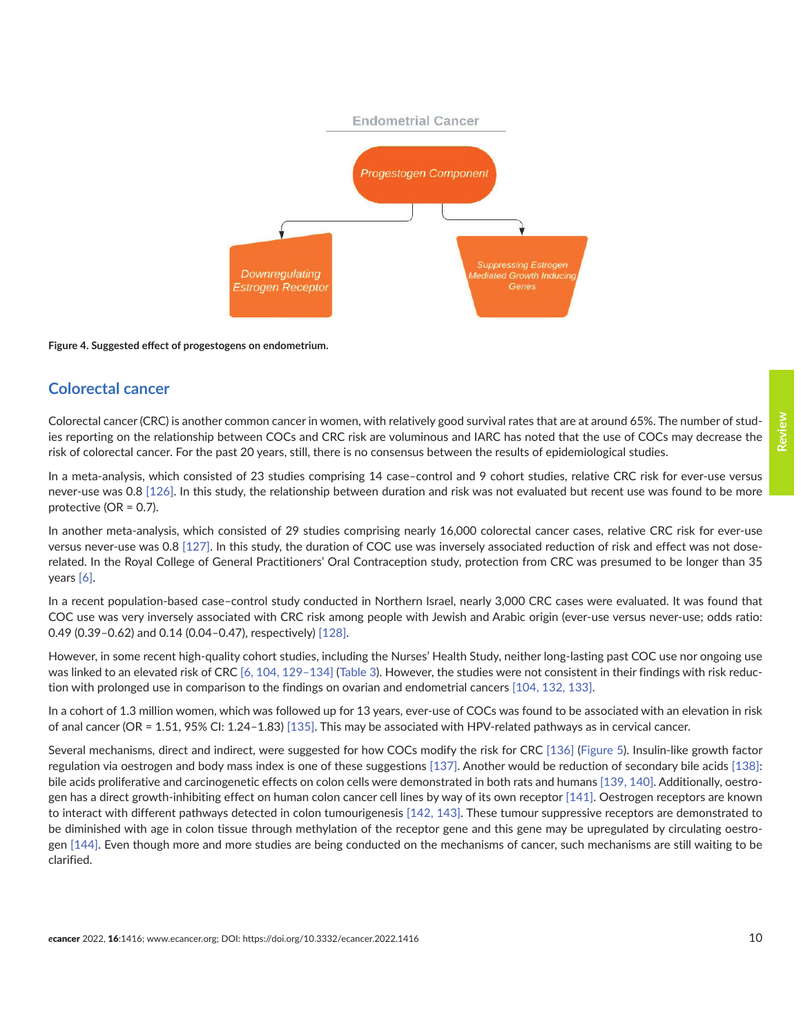Endometrial Cancer

Progestogen Component

Downregulating Estrogen Receptor

Suppressing Estrogen Mediated Growth Inducing Genes

**Figure 4. Suggested effect of progestogens on endometrium.**

## Colorectal cancer

Colorectal cancer (CRC) is another common cancer in women, with relatively good survival rates that are at around 65%. The number of studies reporting on the relationship between COCs and CRC risk are voluminous and IARC has noted that the use of COCs may decrease the risk of colorectal cancer. For the past 20 years, still, there is no consensus between the results of epidemiological studies.

In a meta-analysis, which consisted of 23 studies comprising 14 case–control and 9 cohort studies, relative CRC risk for ever-use versus never-use was 0.8 [126]. In this study, the relationship between duration and risk was not evaluated but recent use was found to be more protective (OR = 0.7).

In another meta-analysis, which consisted of 29 studies comprising nearly 16,000 colorectal cancer cases, relative CRC risk for ever-use versus never-use was 0.8 [127]. In this study, the duration of COC use was inversely associated reduction of risk and effect was not dose-related. In the Royal College of General Practitioners' Oral Contraception study, protection from CRC was presumed to be longer than 35 years [6].

In a recent population-based case–control study conducted in Northern Israel, nearly 3,000 CRC cases were evaluated. It was found that COC use was very inversely associated with CRC risk among people with Jewish and Arabic origin (ever-use versus never-use; odds ratio: 0.49 (0.39–0.62) and 0.14 (0.04–0.47), respectively) [128].

However, in some recent high-quality cohort studies, including the Nurses' Health Study, neither long-lasting past COC use nor ongoing use was linked to an elevated risk of CRC [6, 104, 129–134] (Table 3). However, the studies were not consistent in their findings with risk reduction with prolonged use in comparison to the findings on ovarian and endometrial cancers [104, 132, 133].

In a cohort of 1.3 million women, which was followed up for 13 years, ever-use of COCs was found to be associated with an elevation in risk of anal cancer (OR = 1.51, 95% CI: 1.24–1.83) [135]. This may be associated with HPV-related pathways as in cervical cancer.

Several mechanisms, direct and indirect, were suggested for how COCs modify the risk for CRC [136] (Figure 5). Insulin-like growth factor regulation via oestrogen and body mass index is one of these suggestions [137]. Another would be reduction of secondary bile acids [138]: bile acids proliferative and carcinogenetic effects on colon cells were demonstrated in both rats and humans [139, 140]. Additionally, oestrogen has a direct growth-inhibiting effect on human colon cancer cell lines by way of its own receptor [141]. Oestrogen receptors are known to interact with different pathways detected in colon tumourigenesis [142, 143]. These tumour suppressive receptors are demonstrated to be diminished with age in colon tissue through methylation of the receptor gene and this gene may be upregulated by circulating oestrogen [144]. Even though more and more studies are being conducted on the mechanisms of cancer, such mechanisms are still waiting to be clarified.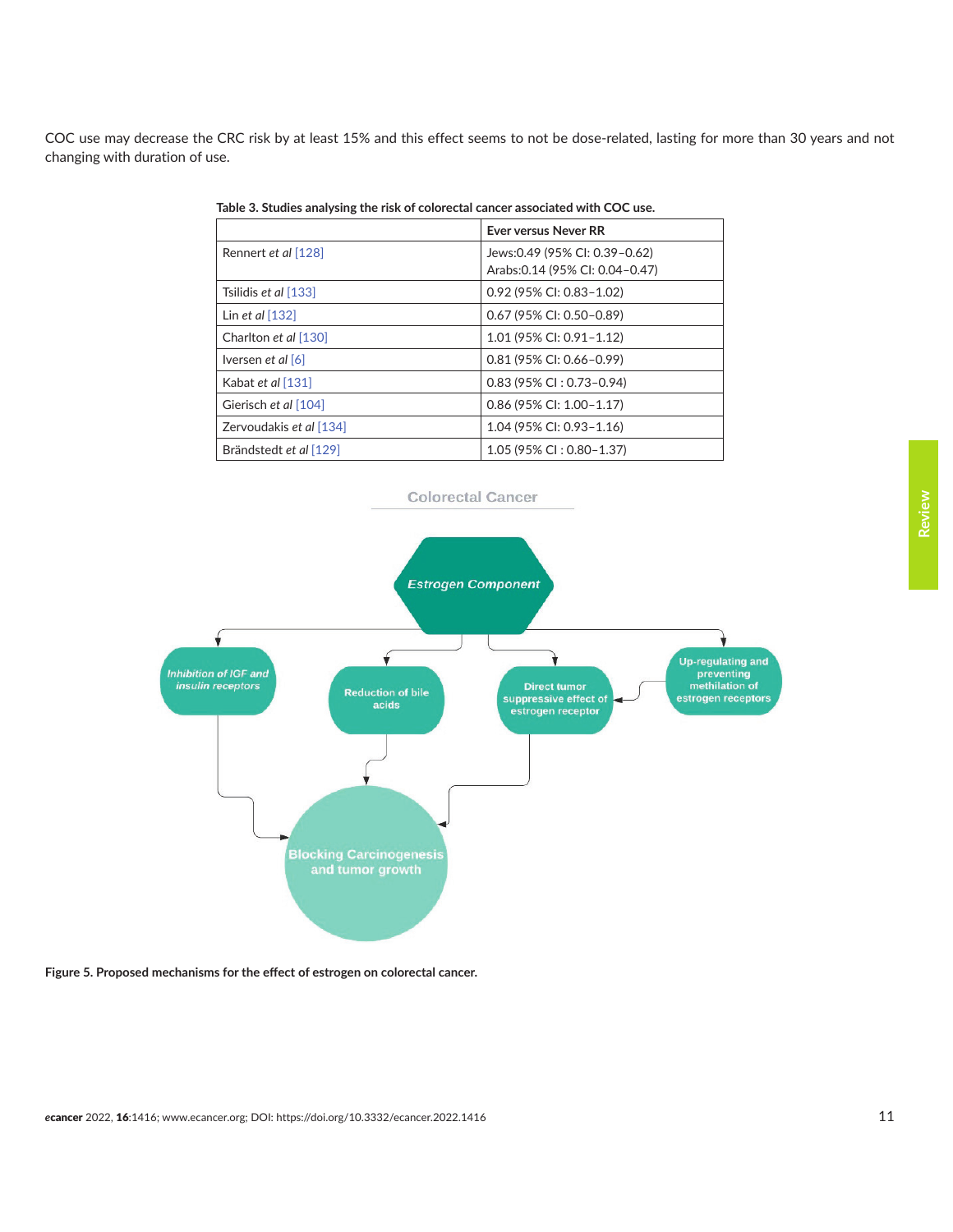COC use may decrease the CRC risk by at least 15% and this effect seems to not be dose-related, lasting for more than 30 years and not changing with duration of use.

**Table 3. Studies analysing the risk of colorectal cancer associated with COC use.**

| | Ever versus Never RR |
|---|---|
| Rennert *et al* [128] | Jews:0.49 (95% CI: 0.39–0.62)<br>Arabs:0.14 (95% CI: 0.04–0.47) |
| Tsilidis *et al* [133] | 0.92 (95% CI: 0.83–1.02) |
| Lin *et al* [132] | 0.67 (95% CI: 0.50–0.89) |
| Charlton *et al* [130] | 1.01 (95% CI: 0.91–1.12) |
| Iversen *et al* [6] | 0.81 (95% CI: 0.66–0.99) |
| Kabat *et al* [131] | 0.83 (95% CI : 0.73–0.94) |
| Gierisch *et al* [104] | 0.86 (95% CI: 1.00–1.17) |
| Zervoudakis *et al* [134] | 1.04 (95% CI: 0.93–1.16) |
| Brändstedt *et al* [129] | 1.05 (95% CI : 0.80–1.37) |

Colorectal Cancer

Estrogen Component

Inhibition of IGF and insulin receptors

Reduction of bile acids

Direct tumor suppressive effect of estrogen receptor

Up-regulating and preventing methilation of estrogen receptors

Blocking Carcinogenesis and tumor growth

**Figure 5. Proposed mechanisms for the effect of estrogen on colorectal cancer.**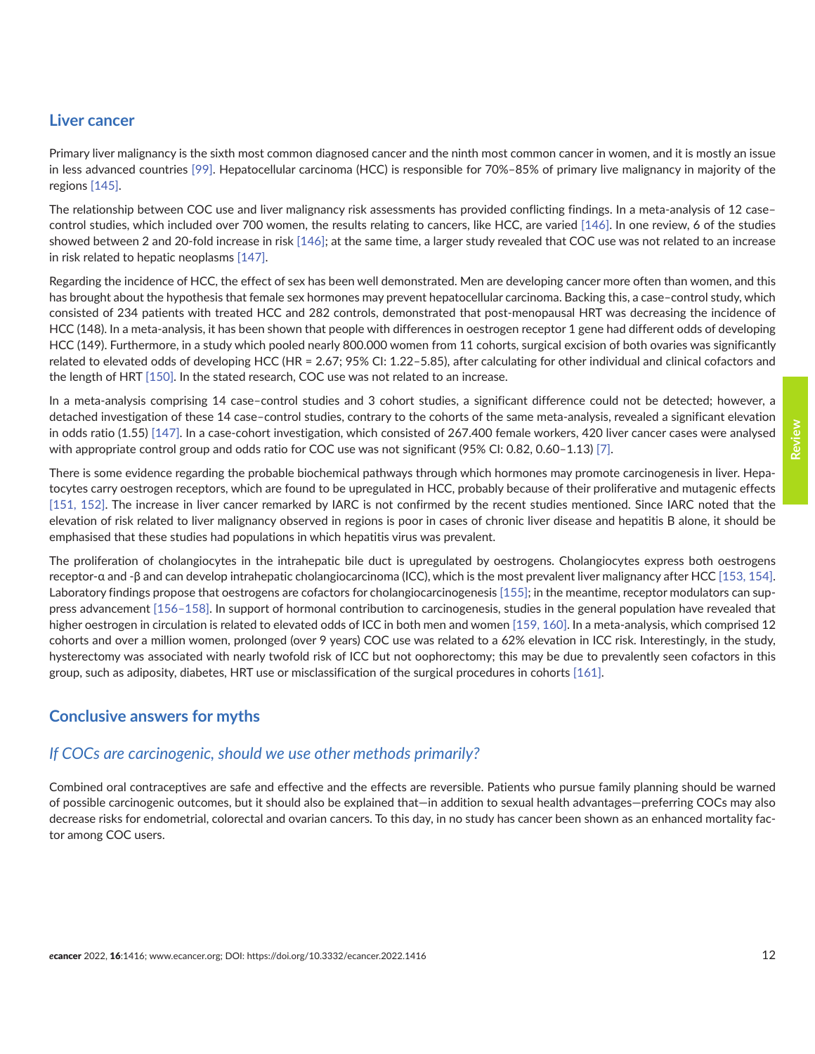## Liver cancer

Primary liver malignancy is the sixth most common diagnosed cancer and the ninth most common cancer in women, and it is mostly an issue in less advanced countries [99]. Hepatocellular carcinoma (HCC) is responsible for 70%–85% of primary live malignancy in majority of the regions [145].

The relationship between COC use and liver malignancy risk assessments has provided conflicting findings. In a meta-analysis of 12 case–control studies, which included over 700 women, the results relating to cancers, like HCC, are varied [146]. In one review, 6 of the studies showed between 2 and 20-fold increase in risk [146]; at the same time, a larger study revealed that COC use was not related to an increase in risk related to hepatic neoplasms [147].

Regarding the incidence of HCC, the effect of sex has been well demonstrated. Men are developing cancer more often than women, and this has brought about the hypothesis that female sex hormones may prevent hepatocellular carcinoma. Backing this, a case–control study, which consisted of 234 patients with treated HCC and 282 controls, demonstrated that post-menopausal HRT was decreasing the incidence of HCC (148). In a meta-analysis, it has been shown that people with differences in oestrogen receptor 1 gene had different odds of developing HCC (149). Furthermore, in a study which pooled nearly 800.000 women from 11 cohorts, surgical excision of both ovaries was significantly related to elevated odds of developing HCC (HR = 2.67; 95% CI: 1.22–5.85), after calculating for other individual and clinical cofactors and the length of HRT [150]. In the stated research, COC use was not related to an increase.

In a meta-analysis comprising 14 case–control studies and 3 cohort studies, a significant difference could not be detected; however, a detached investigation of these 14 case–control studies, contrary to the cohorts of the same meta-analysis, revealed a significant elevation in odds ratio (1.55) [147]. In a case-cohort investigation, which consisted of 267.400 female workers, 420 liver cancer cases were analysed with appropriate control group and odds ratio for COC use was not significant (95% CI: 0.82, 0.60–1.13) [7].

There is some evidence regarding the probable biochemical pathways through which hormones may promote carcinogenesis in liver. Hepatocytes carry oestrogen receptors, which are found to be upregulated in HCC, probably because of their proliferative and mutagenic effects [151, 152]. The increase in liver cancer remarked by IARC is not confirmed by the recent studies mentioned. Since IARC noted that the elevation of risk related to liver malignancy observed in regions is poor in cases of chronic liver disease and hepatitis B alone, it should be emphasised that these studies had populations in which hepatitis virus was prevalent.

The proliferation of cholangiocytes in the intrahepatic bile duct is upregulated by oestrogens. Cholangiocytes express both oestrogens receptor-α and -β and can develop intrahepatic cholangiocarcinoma (ICC), which is the most prevalent liver malignancy after HCC [153, 154]. Laboratory findings propose that oestrogens are cofactors for cholangiocarcinogenesis [155]; in the meantime, receptor modulators can suppress advancement [156–158]. In support of hormonal contribution to carcinogenesis, studies in the general population have revealed that higher oestrogen in circulation is related to elevated odds of ICC in both men and women [159, 160]. In a meta-analysis, which comprised 12 cohorts and over a million women, prolonged (over 9 years) COC use was related to a 62% elevation in ICC risk. Interestingly, in the study, hysterectomy was associated with nearly twofold risk of ICC but not oophorectomy; this may be due to prevalently seen cofactors in this group, such as adiposity, diabetes, HRT use or misclassification of the surgical procedures in cohorts [161].

## Conclusive answers for myths

### *If COCs are carcinogenic, should we use other methods primarily?*

Combined oral contraceptives are safe and effective and the effects are reversible. Patients who pursue family planning should be warned of possible carcinogenic outcomes, but it should also be explained that—in addition to sexual health advantages—preferring COCs may also decrease risks for endometrial, colorectal and ovarian cancers. To this day, in no study has cancer been shown as an enhanced mortality factor among COC users.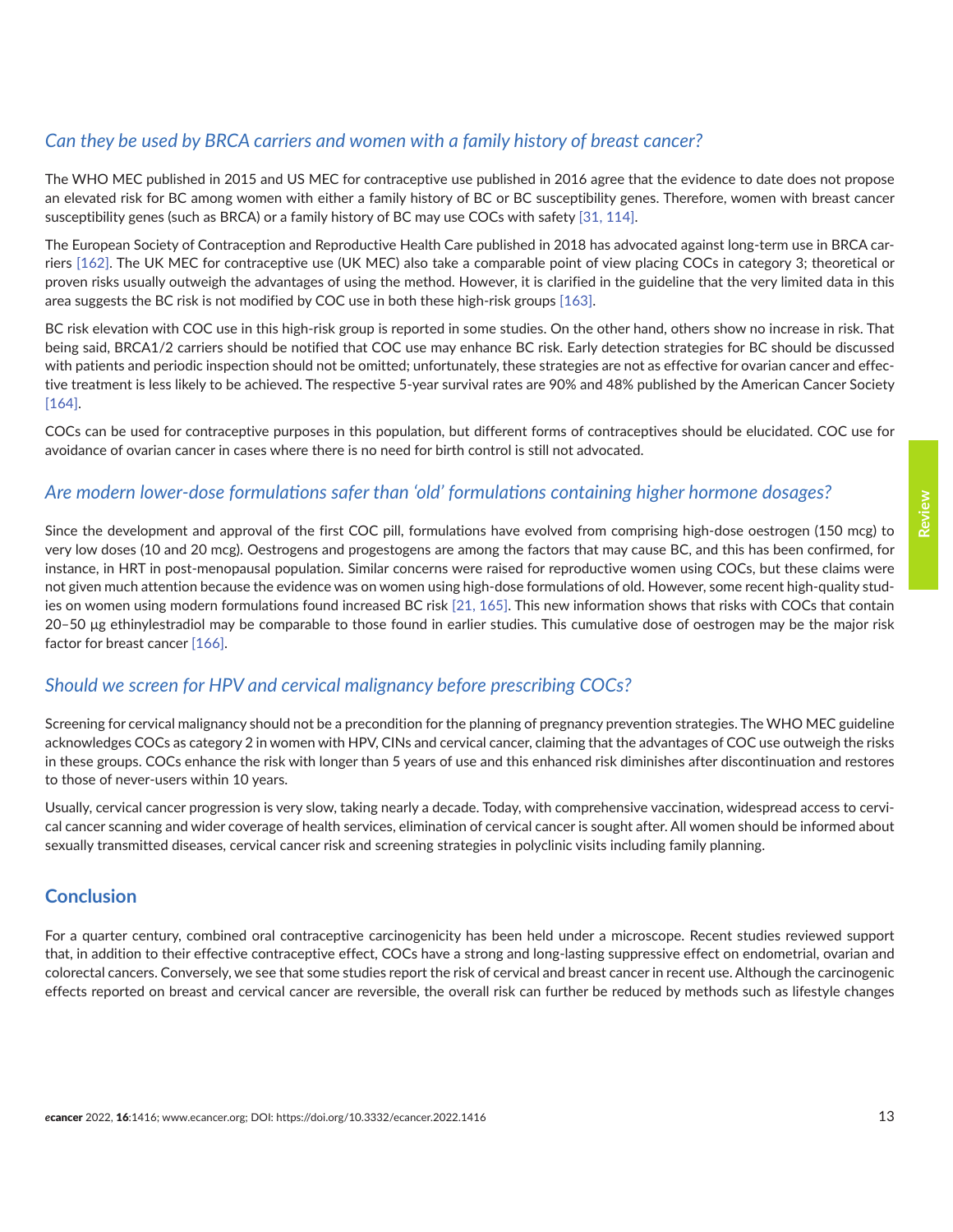### *Can they be used by BRCA carriers and women with a family history of breast cancer?*

The WHO MEC published in 2015 and US MEC for contraceptive use published in 2016 agree that the evidence to date does not propose an elevated risk for BC among women with either a family history of BC or BC susceptibility genes. Therefore, women with breast cancer susceptibility genes (such as BRCA) or a family history of BC may use COCs with safety [31, 114].

The European Society of Contraception and Reproductive Health Care published in 2018 has advocated against long-term use in BRCA carriers [162]. The UK MEC for contraceptive use (UK MEC) also take a comparable point of view placing COCs in category 3; theoretical or proven risks usually outweigh the advantages of using the method. However, it is clarified in the guideline that the very limited data in this area suggests the BC risk is not modified by COC use in both these high-risk groups [163].

BC risk elevation with COC use in this high-risk group is reported in some studies. On the other hand, others show no increase in risk. That being said, BRCA1/2 carriers should be notified that COC use may enhance BC risk. Early detection strategies for BC should be discussed with patients and periodic inspection should not be omitted; unfortunately, these strategies are not as effective for ovarian cancer and effective treatment is less likely to be achieved. The respective 5-year survival rates are 90% and 48% published by the American Cancer Society [164].

COCs can be used for contraceptive purposes in this population, but different forms of contraceptives should be elucidated. COC use for avoidance of ovarian cancer in cases where there is no need for birth control is still not advocated.

### *Are modern lower-dose formulations safer than 'old' formulations containing higher hormone dosages?*

Since the development and approval of the first COC pill, formulations have evolved from comprising high-dose oestrogen (150 mcg) to very low doses (10 and 20 mcg). Oestrogens and progestogens are among the factors that may cause BC, and this has been confirmed, for instance, in HRT in post-menopausal population. Similar concerns were raised for reproductive women using COCs, but these claims were not given much attention because the evidence was on women using high-dose formulations of old. However, some recent high-quality studies on women using modern formulations found increased BC risk [21, 165]. This new information shows that risks with COCs that contain 20–50 µg ethinylestradiol may be comparable to those found in earlier studies. This cumulative dose of oestrogen may be the major risk factor for breast cancer [166].

### *Should we screen for HPV and cervical malignancy before prescribing COCs?*

Screening for cervical malignancy should not be a precondition for the planning of pregnancy prevention strategies. The WHO MEC guideline acknowledges COCs as category 2 in women with HPV, CINs and cervical cancer, claiming that the advantages of COC use outweigh the risks in these groups. COCs enhance the risk with longer than 5 years of use and this enhanced risk diminishes after discontinuation and restores to those of never-users within 10 years.

Usually, cervical cancer progression is very slow, taking nearly a decade. Today, with comprehensive vaccination, widespread access to cervical cancer scanning and wider coverage of health services, elimination of cervical cancer is sought after. All women should be informed about sexually transmitted diseases, cervical cancer risk and screening strategies in polyclinic visits including family planning.

## Conclusion

For a quarter century, combined oral contraceptive carcinogenicity has been held under a microscope. Recent studies reviewed support that, in addition to their effective contraceptive effect, COCs have a strong and long-lasting suppressive effect on endometrial, ovarian and colorectal cancers. Conversely, we see that some studies report the risk of cervical and breast cancer in recent use. Although the carcinogenic effects reported on breast and cervical cancer are reversible, the overall risk can further be reduced by methods such as lifestyle changes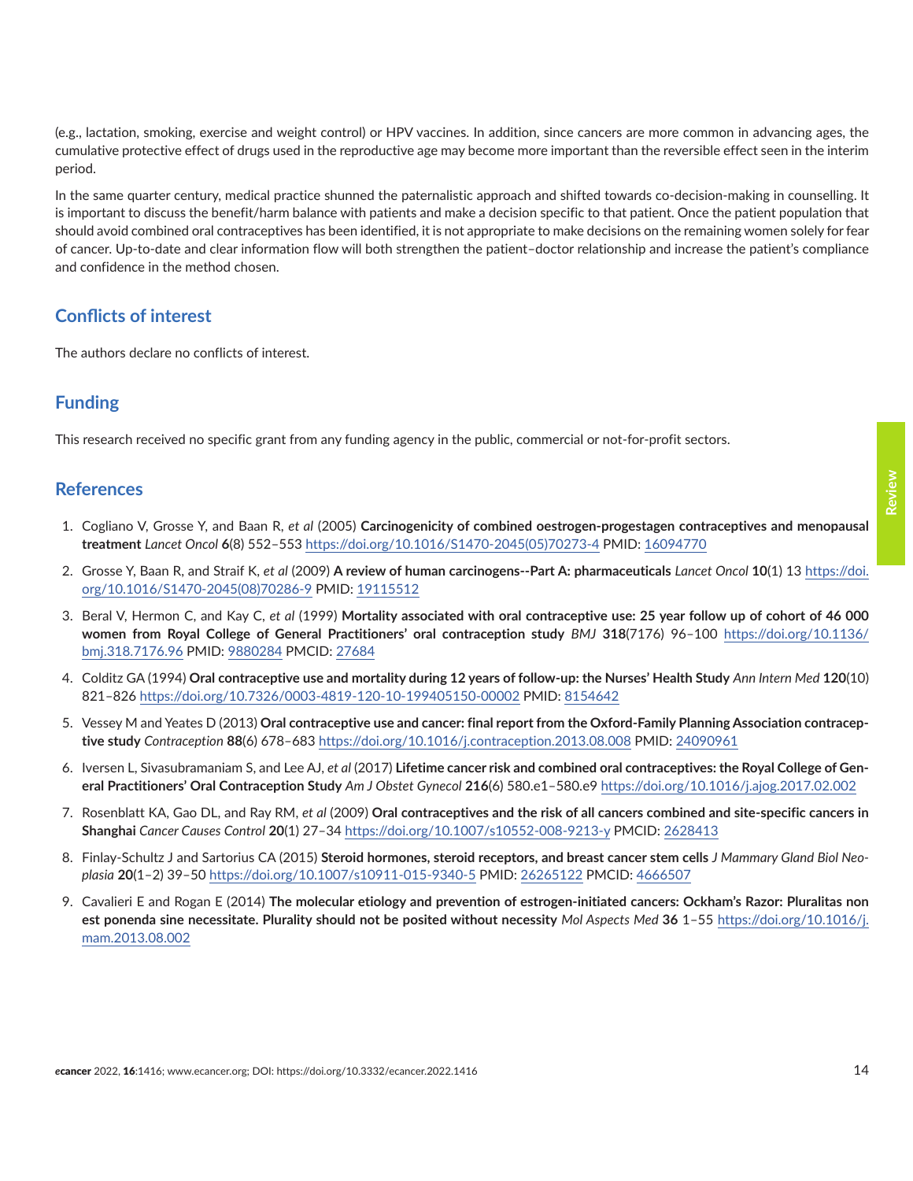(e.g., lactation, smoking, exercise and weight control) or HPV vaccines. In addition, since cancers are more common in advancing ages, the cumulative protective effect of drugs used in the reproductive age may become more important than the reversible effect seen in the interim period.

In the same quarter century, medical practice shunned the paternalistic approach and shifted towards co-decision-making in counselling. It is important to discuss the benefit/harm balance with patients and make a decision specific to that patient. Once the patient population that should avoid combined oral contraceptives has been identified, it is not appropriate to make decisions on the remaining women solely for fear of cancer. Up-to-date and clear information flow will both strengthen the patient–doctor relationship and increase the patient's compliance and confidence in the method chosen.

## Conflicts of interest

The authors declare no conflicts of interest.

## Funding

This research received no specific grant from any funding agency in the public, commercial or not-for-profit sectors.

## References

1. Cogliano V, Grosse Y, and Baan R, *et al* (2005) **Carcinogenicity of combined oestrogen-progestagen contraceptives and menopausal treatment** *Lancet Oncol* **6**(8) 552–553 https://doi.org/10.1016/S1470-2045(05)70273-4 PMID: 16094770
2. Grosse Y, Baan R, and Straif K, *et al* (2009) **A review of human carcinogens--Part A: pharmaceuticals** *Lancet Oncol* **10**(1) 13 https://doi.org/10.1016/S1470-2045(08)70286-9 PMID: 19115512
3. Beral V, Hermon C, and Kay C, *et al* (1999) **Mortality associated with oral contraceptive use: 25 year follow up of cohort of 46 000 women from Royal College of General Practitioners' oral contraception study** *BMJ* **318**(7176) 96–100 https://doi.org/10.1136/bmj.318.7176.96 PMID: 9880284 PMCID: 27684
4. Colditz GA (1994) **Oral contraceptive use and mortality during 12 years of follow-up: the Nurses' Health Study** *Ann Intern Med* **120**(10) 821–826 https://doi.org/10.7326/0003-4819-120-10-199405150-00002 PMID: 8154642
5. Vessey M and Yeates D (2013) **Oral contraceptive use and cancer: final report from the Oxford-Family Planning Association contraceptive study** *Contraception* **88**(6) 678–683 https://doi.org/10.1016/j.contraception.2013.08.008 PMID: 24090961
6. Iversen L, Sivasubramaniam S, and Lee AJ, *et al* (2017) **Lifetime cancer risk and combined oral contraceptives: the Royal College of General Practitioners' Oral Contraception Study** *Am J Obstet Gynecol* **216**(6) 580.e1–580.e9 https://doi.org/10.1016/j.ajog.2017.02.002
7. Rosenblatt KA, Gao DL, and Ray RM, *et al* (2009) **Oral contraceptives and the risk of all cancers combined and site-specific cancers in Shanghai** *Cancer Causes Control* **20**(1) 27–34 https://doi.org/10.1007/s10552-008-9213-y PMCID: 2628413
8. Finlay-Schultz J and Sartorius CA (2015) **Steroid hormones, steroid receptors, and breast cancer stem cells** *J Mammary Gland Biol Neoplasia* **20**(1–2) 39–50 https://doi.org/10.1007/s10911-015-9340-5 PMID: 26265122 PMCID: 4666507
9. Cavalieri E and Rogan E (2014) **The molecular etiology and prevention of estrogen-initiated cancers: Ockham's Razor: Pluralitas non est ponenda sine necessitate. Plurality should not be posited without necessity** *Mol Aspects Med* **36** 1–55 https://doi.org/10.1016/j.mam.2013.08.002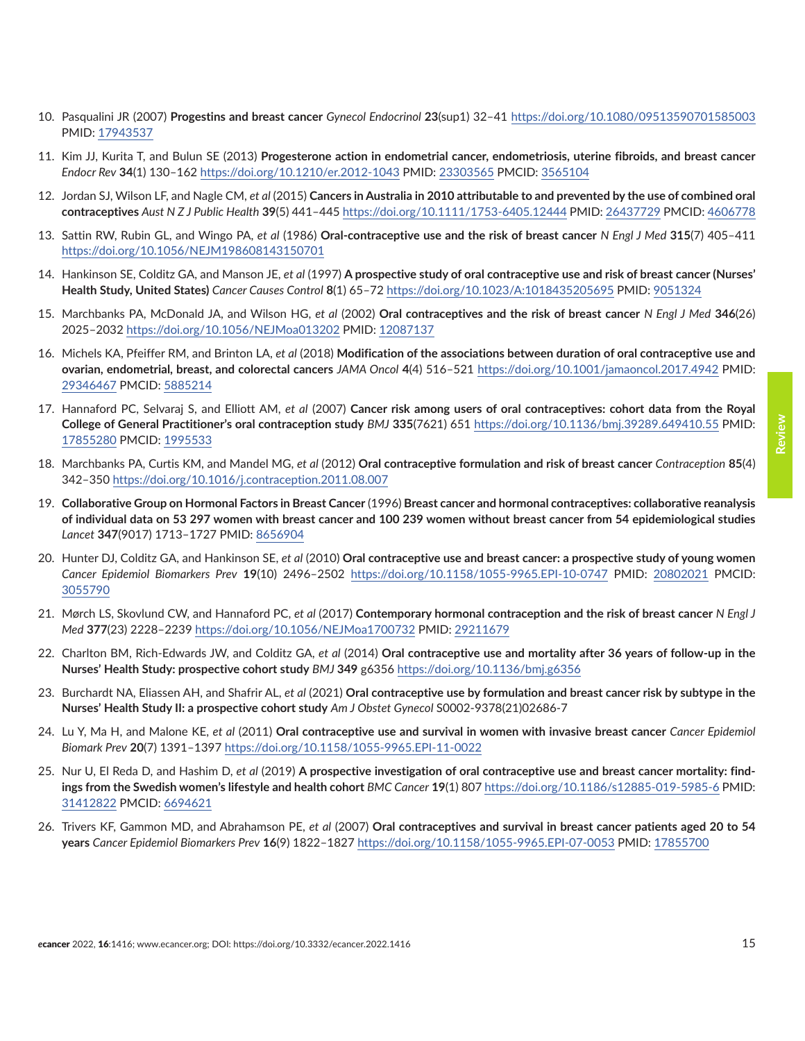10. Pasqualini JR (2007) **Progestins and breast cancer** *Gynecol Endocrinol* **23**(sup1) 32–41 https://doi.org/10.1080/09513590701585003 PMID: 17943537

11. Kim JJ, Kurita T, and Bulun SE (2013) **Progesterone action in endometrial cancer, endometriosis, uterine fibroids, and breast cancer** *Endocr Rev* **34**(1) 130–162 https://doi.org/10.1210/er.2012-1043 PMID: 23303565 PMCID: 3565104

12. Jordan SJ, Wilson LF, and Nagle CM, *et al* (2015) **Cancers in Australia in 2010 attributable to and prevented by the use of combined oral contraceptives** *Aust N Z J Public Health* **39**(5) 441–445 https://doi.org/10.1111/1753-6405.12444 PMID: 26437729 PMCID: 4606778

13. Sattin RW, Rubin GL, and Wingo PA, *et al* (1986) **Oral-contraceptive use and the risk of breast cancer** *N Engl J Med* **315**(7) 405–411 https://doi.org/10.1056/NEJM198608143150701

14. Hankinson SE, Colditz GA, and Manson JE, *et al* (1997) **A prospective study of oral contraceptive use and risk of breast cancer (Nurses' Health Study, United States)** *Cancer Causes Control* **8**(1) 65–72 https://doi.org/10.1023/A:1018435205695 PMID: 9051324

15. Marchbanks PA, McDonald JA, and Wilson HG, *et al* (2002) **Oral contraceptives and the risk of breast cancer** *N Engl J Med* **346**(26) 2025–2032 https://doi.org/10.1056/NEJMoa013202 PMID: 12087137

16. Michels KA, Pfeiffer RM, and Brinton LA, *et al* (2018) **Modification of the associations between duration of oral contraceptive use and ovarian, endometrial, breast, and colorectal cancers** *JAMA Oncol* **4**(4) 516–521 https://doi.org/10.1001/jamaoncol.2017.4942 PMID: 29346467 PMCID: 5885214

17. Hannaford PC, Selvaraj S, and Elliott AM, *et al* (2007) **Cancer risk among users of oral contraceptives: cohort data from the Royal College of General Practitioner's oral contraception study** *BMJ* **335**(7621) 651 https://doi.org/10.1136/bmj.39289.649410.55 PMID: 17855280 PMCID: 1995533

18. Marchbanks PA, Curtis KM, and Mandel MG, *et al* (2012) **Oral contraceptive formulation and risk of breast cancer** *Contraception* **85**(4) 342–350 https://doi.org/10.1016/j.contraception.2011.08.007

19. **Collaborative Group on Hormonal Factors in Breast Cancer** (1996) **Breast cancer and hormonal contraceptives: collaborative reanalysis of individual data on 53 297 women with breast cancer and 100 239 women without breast cancer from 54 epidemiological studies** *Lancet* **347**(9017) 1713–1727 PMID: 8656904

20. Hunter DJ, Colditz GA, and Hankinson SE, *et al* (2010) **Oral contraceptive use and breast cancer: a prospective study of young women** *Cancer Epidemiol Biomarkers Prev* **19**(10) 2496–2502 https://doi.org/10.1158/1055-9965.EPI-10-0747 PMID: 20802021 PMCID: 3055790

21. Mørch LS, Skovlund CW, and Hannaford PC, *et al* (2017) **Contemporary hormonal contraception and the risk of breast cancer** *N Engl J Med* **377**(23) 2228–2239 https://doi.org/10.1056/NEJMoa1700732 PMID: 29211679

22. Charlton BM, Rich-Edwards JW, and Colditz GA, *et al* (2014) **Oral contraceptive use and mortality after 36 years of follow-up in the Nurses' Health Study: prospective cohort study** *BMJ* **349** g6356 https://doi.org/10.1136/bmj.g6356

23. Burchardt NA, Eliassen AH, and Shafrir AL, *et al* (2021) **Oral contraceptive use by formulation and breast cancer risk by subtype in the Nurses' Health Study II: a prospective cohort study** *Am J Obstet Gynecol* S0002-9378(21)02686-7

24. Lu Y, Ma H, and Malone KE, *et al* (2011) **Oral contraceptive use and survival in women with invasive breast cancer** *Cancer Epidemiol Biomark Prev* **20**(7) 1391–1397 https://doi.org/10.1158/1055-9965.EPI-11-0022

25. Nur U, El Reda D, and Hashim D, *et al* (2019) **A prospective investigation of oral contraceptive use and breast cancer mortality: findings from the Swedish women's lifestyle and health cohort** *BMC Cancer* **19**(1) 807 https://doi.org/10.1186/s12885-019-5985-6 PMID: 31412822 PMCID: 6694621

26. Trivers KF, Gammon MD, and Abrahamson PE, *et al* (2007) **Oral contraceptives and survival in breast cancer patients aged 20 to 54 years** *Cancer Epidemiol Biomarkers Prev* **16**(9) 1822–1827 https://doi.org/10.1158/1055-9965.EPI-07-0053 PMID: 17855700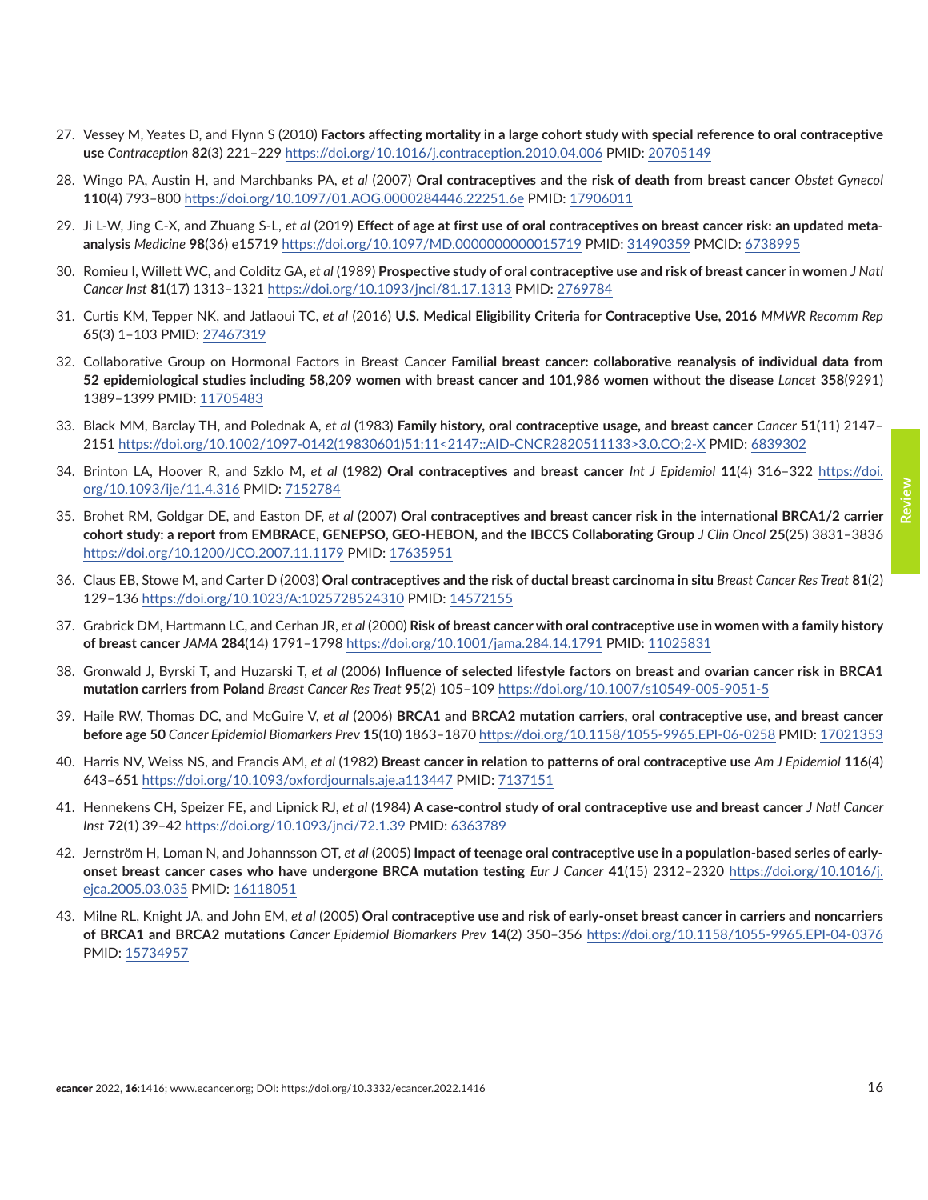27. Vessey M, Yeates D, and Flynn S (2010) **Factors affecting mortality in a large cohort study with special reference to oral contraceptive use** *Contraception* **82**(3) 221–229 https://doi.org/10.1016/j.contraception.2010.04.006 PMID: 20705149

28. Wingo PA, Austin H, and Marchbanks PA, *et al* (2007) **Oral contraceptives and the risk of death from breast cancer** *Obstet Gynecol* **110**(4) 793–800 https://doi.org/10.1097/01.AOG.0000284446.22251.6e PMID: 17906011

29. Ji L-W, Jing C-X, and Zhuang S-L, *et al* (2019) **Effect of age at first use of oral contraceptives on breast cancer risk: an updated meta-analysis** *Medicine* **98**(36) e15719 https://doi.org/10.1097/MD.0000000000015719 PMID: 31490359 PMCID: 6738995

30. Romieu I, Willett WC, and Colditz GA, *et al* (1989) **Prospective study of oral contraceptive use and risk of breast cancer in women** *J Natl Cancer Inst* **81**(17) 1313–1321 https://doi.org/10.1093/jnci/81.17.1313 PMID: 2769784

31. Curtis KM, Tepper NK, and Jatlaoui TC, *et al* (2016) **U.S. Medical Eligibility Criteria for Contraceptive Use, 2016** *MMWR Recomm Rep* **65**(3) 1–103 PMID: 27467319

32. Collaborative Group on Hormonal Factors in Breast Cancer **Familial breast cancer: collaborative reanalysis of individual data from 52 epidemiological studies including 58,209 women with breast cancer and 101,986 women without the disease** *Lancet* **358**(9291) 1389–1399 PMID: 11705483

33. Black MM, Barclay TH, and Polednak A, *et al* (1983) **Family history, oral contraceptive usage, and breast cancer** *Cancer* **51**(11) 2147–2151 https://doi.org/10.1002/1097-0142(19830601)51:11<2147::AID-CNCR2820511133>3.0.CO;2-X PMID: 6839302

34. Brinton LA, Hoover R, and Szklo M, *et al* (1982) **Oral contraceptives and breast cancer** *Int J Epidemiol* **11**(4) 316–322 https://doi.org/10.1093/ije/11.4.316 PMID: 7152784

35. Brohet RM, Goldgar DE, and Easton DF, *et al* (2007) **Oral contraceptives and breast cancer risk in the international BRCA1/2 carrier cohort study: a report from EMBRACE, GENEPSO, GEO-HEBON, and the IBCCS Collaborating Group** *J Clin Oncol* **25**(25) 3831–3836 https://doi.org/10.1200/JCO.2007.11.1179 PMID: 17635951

36. Claus EB, Stowe M, and Carter D (2003) **Oral contraceptives and the risk of ductal breast carcinoma in situ** *Breast Cancer Res Treat* **81**(2) 129–136 https://doi.org/10.1023/A:1025728524310 PMID: 14572155

37. Grabrick DM, Hartmann LC, and Cerhan JR, *et al* (2000) **Risk of breast cancer with oral contraceptive use in women with a family history of breast cancer** *JAMA* **284**(14) 1791–1798 https://doi.org/10.1001/jama.284.14.1791 PMID: 11025831

38. Gronwald J, Byrski T, and Huzarski T, *et al* (2006) **Influence of selected lifestyle factors on breast and ovarian cancer risk in BRCA1 mutation carriers from Poland** *Breast Cancer Res Treat* **95**(2) 105–109 https://doi.org/10.1007/s10549-005-9051-5

39. Haile RW, Thomas DC, and McGuire V, *et al* (2006) **BRCA1 and BRCA2 mutation carriers, oral contraceptive use, and breast cancer before age 50** *Cancer Epidemiol Biomarkers Prev* **15**(10) 1863–1870 https://doi.org/10.1158/1055-9965.EPI-06-0258 PMID: 17021353

40. Harris NV, Weiss NS, and Francis AM, *et al* (1982) **Breast cancer in relation to patterns of oral contraceptive use** *Am J Epidemiol* **116**(4) 643–651 https://doi.org/10.1093/oxfordjournals.aje.a113447 PMID: 7137151

41. Hennekens CH, Speizer FE, and Lipnick RJ, *et al* (1984) **A case-control study of oral contraceptive use and breast cancer** *J Natl Cancer Inst* **72**(1) 39–42 https://doi.org/10.1093/jnci/72.1.39 PMID: 6363789

42. Jernström H, Loman N, and Johannsson OT, *et al* (2005) **Impact of teenage oral contraceptive use in a population-based series of early-onset breast cancer cases who have undergone BRCA mutation testing** *Eur J Cancer* **41**(15) 2312–2320 https://doi.org/10.1016/j.ejca.2005.03.035 PMID: 16118051

43. Milne RL, Knight JA, and John EM, *et al* (2005) **Oral contraceptive use and risk of early-onset breast cancer in carriers and noncarriers of BRCA1 and BRCA2 mutations** *Cancer Epidemiol Biomarkers Prev* **14**(2) 350–356 https://doi.org/10.1158/1055-9965.EPI-04-0376 PMID: 15734957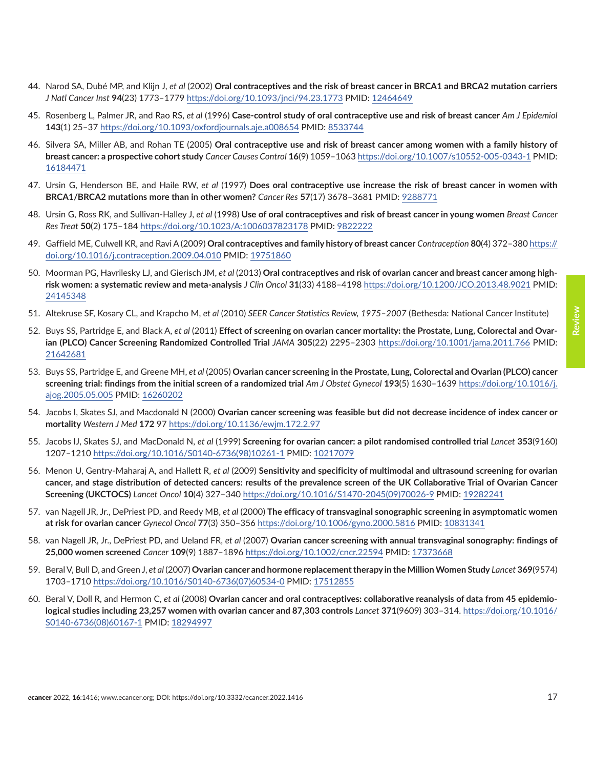44. Narod SA, Dubé MP, and Klijn J, *et al* (2002) **Oral contraceptives and the risk of breast cancer in BRCA1 and BRCA2 mutation carriers** *J Natl Cancer Inst* **94**(23) 1773–1779 https://doi.org/10.1093/jnci/94.23.1773 PMID: 12464649

45. Rosenberg L, Palmer JR, and Rao RS, *et al* (1996) **Case-control study of oral contraceptive use and risk of breast cancer** *Am J Epidemiol* **143**(1) 25–37 https://doi.org/10.1093/oxfordjournals.aje.a008654 PMID: 8533744

46. Silvera SA, Miller AB, and Rohan TE (2005) **Oral contraceptive use and risk of breast cancer among women with a family history of breast cancer: a prospective cohort study** *Cancer Causes Control* **16**(9) 1059–1063 https://doi.org/10.1007/s10552-005-0343-1 PMID: 16184471

47. Ursin G, Henderson BE, and Haile RW, *et al* (1997) **Does oral contraceptive use increase the risk of breast cancer in women with BRCA1/BRCA2 mutations more than in other women?** *Cancer Res* **57**(17) 3678–3681 PMID: 9288771

48. Ursin G, Ross RK, and Sullivan-Halley J, *et al* (1998) **Use of oral contraceptives and risk of breast cancer in young women** *Breast Cancer Res Treat* **50**(2) 175–184 https://doi.org/10.1023/A:1006037823178 PMID: 9822222

49. Gaffield ME, Culwell KR, and Ravi A (2009) **Oral contraceptives and family history of breast cancer** *Contraception* **80**(4) 372–380 https://doi.org/10.1016/j.contraception.2009.04.010 PMID: 19751860

50. Moorman PG, Havrilesky LJ, and Gierisch JM, *et al* (2013) **Oral contraceptives and risk of ovarian cancer and breast cancer among high-risk women: a systematic review and meta-analysis** *J Clin Oncol* **31**(33) 4188–4198 https://doi.org/10.1200/JCO.2013.48.9021 PMID: 24145348

51. Altekruse SF, Kosary CL, and Krapcho M, *et al* (2010) *SEER Cancer Statistics Review, 1975–2007* (Bethesda: National Cancer Institute)

52. Buys SS, Partridge E, and Black A, *et al* (2011) **Effect of screening on ovarian cancer mortality: the Prostate, Lung, Colorectal and Ovarian (PLCO) Cancer Screening Randomized Controlled Trial** *JAMA* **305**(22) 2295–2303 https://doi.org/10.1001/jama.2011.766 PMID: 21642681

53. Buys SS, Partridge E, and Greene MH, *et al* (2005) **Ovarian cancer screening in the Prostate, Lung, Colorectal and Ovarian (PLCO) cancer screening trial: findings from the initial screen of a randomized trial** *Am J Obstet Gynecol* **193**(5) 1630–1639 https://doi.org/10.1016/j.ajog.2005.05.005 PMID: 16260202

54. Jacobs I, Skates SJ, and Macdonald N (2000) **Ovarian cancer screening was feasible but did not decrease incidence of index cancer or mortality** *Western J Med* **172** 97 https://doi.org/10.1136/ewjm.172.2.97

55. Jacobs IJ, Skates SJ, and MacDonald N, *et al* (1999) **Screening for ovarian cancer: a pilot randomised controlled trial** *Lancet* **353**(9160) 1207–1210 https://doi.org/10.1016/S0140-6736(98)10261-1 PMID: 10217079

56. Menon U, Gentry-Maharaj A, and Hallett R, *et al* (2009) **Sensitivity and specificity of multimodal and ultrasound screening for ovarian cancer, and stage distribution of detected cancers: results of the prevalence screen of the UK Collaborative Trial of Ovarian Cancer Screening (UKCTOCS)** *Lancet Oncol* **10**(4) 327–340 https://doi.org/10.1016/S1470-2045(09)70026-9 PMID: 19282241

57. van Nagell JR, Jr., DePriest PD, and Reedy MB, *et al* (2000) **The efficacy of transvaginal sonographic screening in asymptomatic women at risk for ovarian cancer** *Gynecol Oncol* **77**(3) 350–356 https://doi.org/10.1006/gyno.2000.5816 PMID: 10831341

58. van Nagell JR, Jr., DePriest PD, and Ueland FR, *et al* (2007) **Ovarian cancer screening with annual transvaginal sonography: findings of 25,000 women screened** *Cancer* **109**(9) 1887–1896 https://doi.org/10.1002/cncr.22594 PMID: 17373668

59. Beral V, Bull D, and Green J, *et al* (2007) **Ovarian cancer and hormone replacement therapy in the Million Women Study** *Lancet* **369**(9574) 1703–1710 https://doi.org/10.1016/S0140-6736(07)60534-0 PMID: 17512855

60. Beral V, Doll R, and Hermon C, *et al* (2008) **Ovarian cancer and oral contraceptives: collaborative reanalysis of data from 45 epidemiological studies including 23,257 women with ovarian cancer and 87,303 controls** *Lancet* **371**(9609) 303–314. https://doi.org/10.1016/S0140-6736(08)60167-1 PMID: 18294997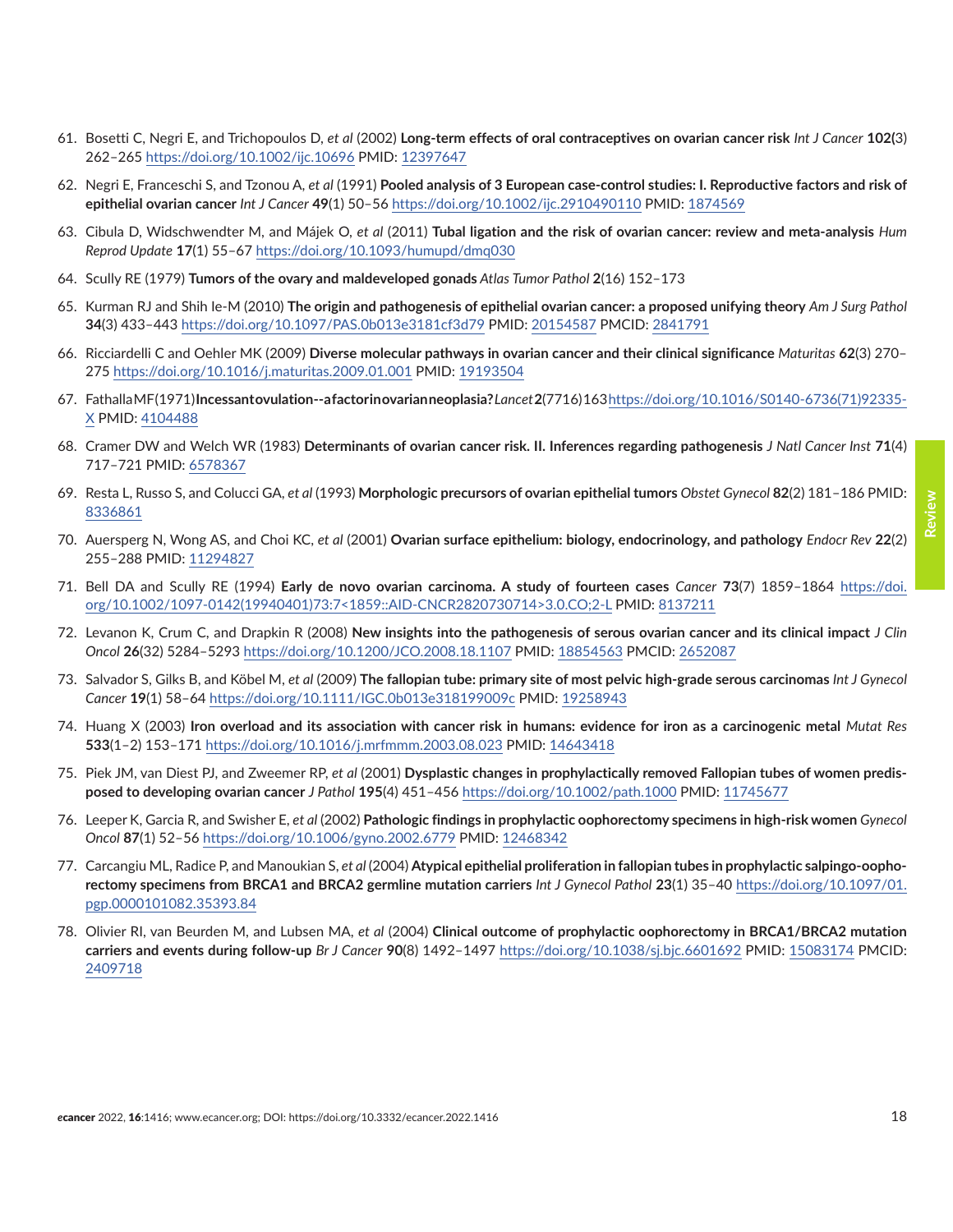61. Bosetti C, Negri E, and Trichopoulos D, *et al* (2002) **Long-term effects of oral contraceptives on ovarian cancer risk** *Int J Cancer* **102(**3) 262–265 https://doi.org/10.1002/ijc.10696 PMID: 12397647

62. Negri E, Franceschi S, and Tzonou A, *et al* (1991) **Pooled analysis of 3 European case-control studies: I. Reproductive factors and risk of epithelial ovarian cancer** *Int J Cancer* **49**(1) 50–56 https://doi.org/10.1002/ijc.2910490110 PMID: 1874569

63. Cibula D, Widschwendter M, and Májek O, *et al* (2011) **Tubal ligation and the risk of ovarian cancer: review and meta-analysis** *Hum Reprod Update* **17**(1) 55–67 https://doi.org/10.1093/humupd/dmq030

64. Scully RE (1979) **Tumors of the ovary and maldeveloped gonads** *Atlas Tumor Pathol* **2**(16) 152–173

65. Kurman RJ and Shih Ie-M (2010) **The origin and pathogenesis of epithelial ovarian cancer: a proposed unifying theory** *Am J Surg Pathol* **34**(3) 433–443 https://doi.org/10.1097/PAS.0b013e3181cf3d79 PMID: 20154587 PMCID: 2841791

66. Ricciardelli C and Oehler MK (2009) **Diverse molecular pathways in ovarian cancer and their clinical significance** *Maturitas* **62**(3) 270–275 https://doi.org/10.1016/j.maturitas.2009.01.001 PMID: 19193504

67. FathallaMF(1971)**Incessantovulation--afactorinovarianneoplasia?***Lancet***2**(7716)163https://doi.org/10.1016/S0140-6736(71)92335-X PMID: 4104488

68. Cramer DW and Welch WR (1983) **Determinants of ovarian cancer risk. II. Inferences regarding pathogenesis** *J Natl Cancer Inst* **71**(4) 717–721 PMID: 6578367

69. Resta L, Russo S, and Colucci GA, *et al* (1993) **Morphologic precursors of ovarian epithelial tumors** *Obstet Gynecol* **82**(2) 181–186 PMID: 8336861

70. Auersperg N, Wong AS, and Choi KC, *et al* (2001) **Ovarian surface epithelium: biology, endocrinology, and pathology** *Endocr Rev* **22**(2) 255–288 PMID: 11294827

71. Bell DA and Scully RE (1994) **Early de novo ovarian carcinoma. A study of fourteen cases** *Cancer* **73**(7) 1859–1864 https://doi.org/10.1002/1097-0142(19940401)73:7<1859::AID-CNCR2820730714>3.0.CO;2-L PMID: 8137211

72. Levanon K, Crum C, and Drapkin R (2008) **New insights into the pathogenesis of serous ovarian cancer and its clinical impact** *J Clin Oncol* **26**(32) 5284–5293 https://doi.org/10.1200/JCO.2008.18.1107 PMID: 18854563 PMCID: 2652087

73. Salvador S, Gilks B, and Köbel M, *et al* (2009) **The fallopian tube: primary site of most pelvic high-grade serous carcinomas** *Int J Gynecol Cancer* **19**(1) 58–64 https://doi.org/10.1111/IGC.0b013e318199009c PMID: 19258943

74. Huang X (2003) **Iron overload and its association with cancer risk in humans: evidence for iron as a carcinogenic metal** *Mutat Res* **533**(1–2) 153–171 https://doi.org/10.1016/j.mrfmmm.2003.08.023 PMID: 14643418

75. Piek JM, van Diest PJ, and Zweemer RP, *et al* (2001) **Dysplastic changes in prophylactically removed Fallopian tubes of women predisposed to developing ovarian cancer** *J Pathol* **195**(4) 451–456 https://doi.org/10.1002/path.1000 PMID: 11745677

76. Leeper K, Garcia R, and Swisher E, *et al* (2002) **Pathologic findings in prophylactic oophorectomy specimens in high-risk women** *Gynecol Oncol* **87**(1) 52–56 https://doi.org/10.1006/gyno.2002.6779 PMID: 12468342

77. Carcangiu ML, Radice P, and Manoukian S, *et al* (2004) **Atypical epithelial proliferation in fallopian tubes in prophylactic salpingo-oophorectomy specimens from BRCA1 and BRCA2 germline mutation carriers** *Int J Gynecol Pathol* **23**(1) 35–40 https://doi.org/10.1097/01.pgp.0000101082.35393.84

78. Olivier RI, van Beurden M, and Lubsen MA, *et al* (2004) **Clinical outcome of prophylactic oophorectomy in BRCA1/BRCA2 mutation carriers and events during follow-up** *Br J Cancer* **90**(8) 1492–1497 https://doi.org/10.1038/sj.bjc.6601692 PMID: 15083174 PMCID: 2409718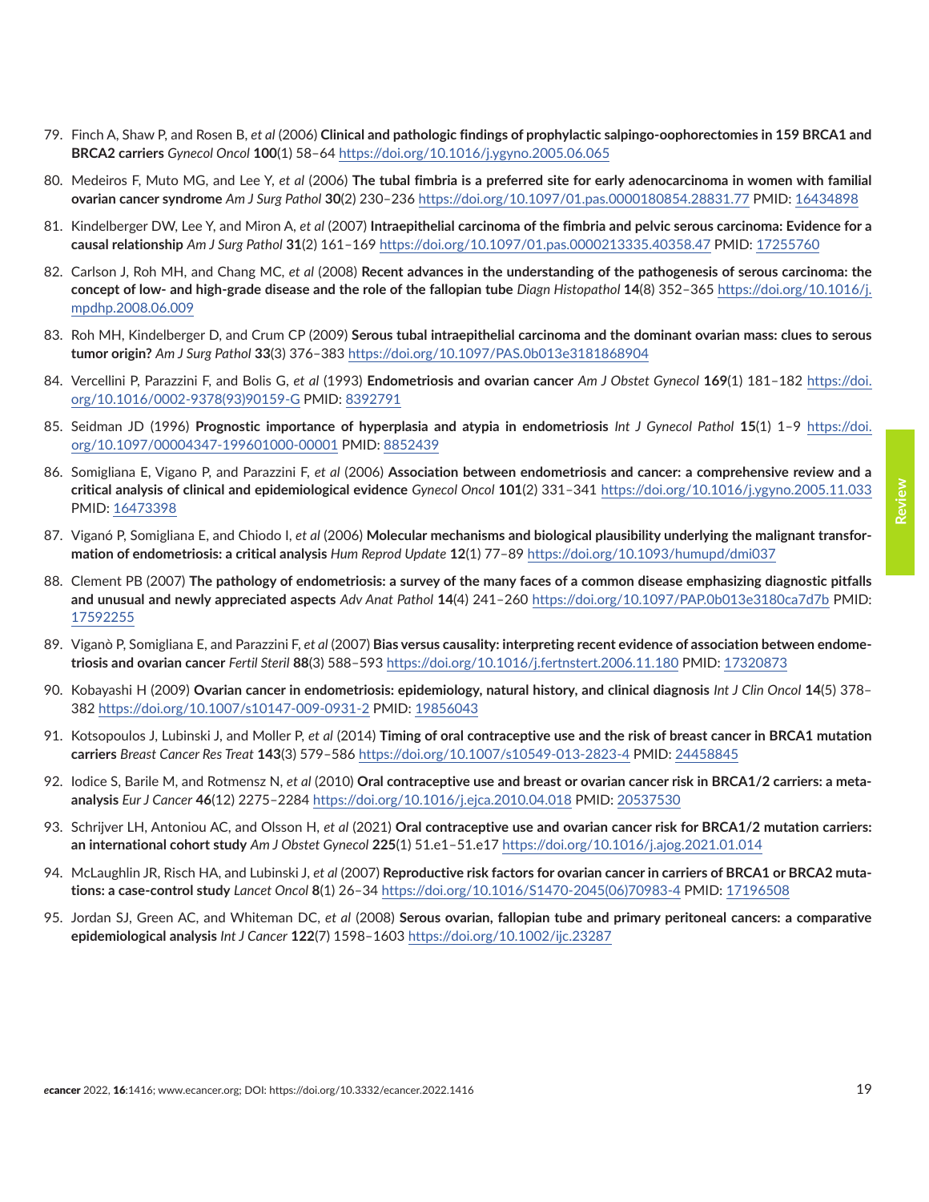79. Finch A, Shaw P, and Rosen B, *et al* (2006) **Clinical and pathologic findings of prophylactic salpingo-oophorectomies in 159 BRCA1 and BRCA2 carriers** *Gynecol Oncol* **100**(1) 58–64 https://doi.org/10.1016/j.ygyno.2005.06.065

80. Medeiros F, Muto MG, and Lee Y, *et al* (2006) **The tubal fimbria is a preferred site for early adenocarcinoma in women with familial ovarian cancer syndrome** *Am J Surg Pathol* **30**(2) 230–236 https://doi.org/10.1097/01.pas.0000180854.28831.77 PMID: 16434898

81. Kindelberger DW, Lee Y, and Miron A, *et al* (2007) **Intraepithelial carcinoma of the fimbria and pelvic serous carcinoma: Evidence for a causal relationship** *Am J Surg Pathol* **31**(2) 161–169 https://doi.org/10.1097/01.pas.0000213335.40358.47 PMID: 17255760

82. Carlson J, Roh MH, and Chang MC, *et al* (2008) **Recent advances in the understanding of the pathogenesis of serous carcinoma: the concept of low- and high-grade disease and the role of the fallopian tube** *Diagn Histopathol* **14**(8) 352–365 https://doi.org/10.1016/j.mpdhp.2008.06.009

83. Roh MH, Kindelberger D, and Crum CP (2009) **Serous tubal intraepithelial carcinoma and the dominant ovarian mass: clues to serous tumor origin?** *Am J Surg Pathol* **33**(3) 376–383 https://doi.org/10.1097/PAS.0b013e3181868904

84. Vercellini P, Parazzini F, and Bolis G, *et al* (1993) **Endometriosis and ovarian cancer** *Am J Obstet Gynecol* **169**(1) 181–182 https://doi.org/10.1016/0002-9378(93)90159-G PMID: 8392791

85. Seidman JD (1996) **Prognostic importance of hyperplasia and atypia in endometriosis** *Int J Gynecol Pathol* **15**(1) 1–9 https://doi.org/10.1097/00004347-199601000-00001 PMID: 8852439

86. Somigliana E, Vigano P, and Parazzini F, *et al* (2006) **Association between endometriosis and cancer: a comprehensive review and a critical analysis of clinical and epidemiological evidence** *Gynecol Oncol* **101**(2) 331–341 https://doi.org/10.1016/j.ygyno.2005.11.033 PMID: 16473398

87. Viganó P, Somigliana E, and Chiodo I, *et al* (2006) **Molecular mechanisms and biological plausibility underlying the malignant transformation of endometriosis: a critical analysis** *Hum Reprod Update* **12**(1) 77–89 https://doi.org/10.1093/humupd/dmi037

88. Clement PB (2007) **The pathology of endometriosis: a survey of the many faces of a common disease emphasizing diagnostic pitfalls and unusual and newly appreciated aspects** *Adv Anat Pathol* **14**(4) 241–260 https://doi.org/10.1097/PAP.0b013e3180ca7d7b PMID: 17592255

89. Viganò P, Somigliana E, and Parazzini F, *et al* (2007) **Bias versus causality: interpreting recent evidence of association between endometriosis and ovarian cancer** *Fertil Steril* **88**(3) 588–593 https://doi.org/10.1016/j.fertnstert.2006.11.180 PMID: 17320873

90. Kobayashi H (2009) **Ovarian cancer in endometriosis: epidemiology, natural history, and clinical diagnosis** *Int J Clin Oncol* **14**(5) 378–382 https://doi.org/10.1007/s10147-009-0931-2 PMID: 19856043

91. Kotsopoulos J, Lubinski J, and Moller P, *et al* (2014) **Timing of oral contraceptive use and the risk of breast cancer in BRCA1 mutation carriers** *Breast Cancer Res Treat* **143**(3) 579–586 https://doi.org/10.1007/s10549-013-2823-4 PMID: 24458845

92. Iodice S, Barile M, and Rotmensz N, *et al* (2010) **Oral contraceptive use and breast or ovarian cancer risk in BRCA1/2 carriers: a meta-analysis** *Eur J Cancer* **46**(12) 2275–2284 https://doi.org/10.1016/j.ejca.2010.04.018 PMID: 20537530

93. Schrijver LH, Antoniou AC, and Olsson H, *et al* (2021) **Oral contraceptive use and ovarian cancer risk for BRCA1/2 mutation carriers: an international cohort study** *Am J Obstet Gynecol* **225**(1) 51.e1–51.e17 https://doi.org/10.1016/j.ajog.2021.01.014

94. McLaughlin JR, Risch HA, and Lubinski J, *et al* (2007) **Reproductive risk factors for ovarian cancer in carriers of BRCA1 or BRCA2 mutations: a case-control study** *Lancet Oncol* **8**(1) 26–34 https://doi.org/10.1016/S1470-2045(06)70983-4 PMID: 17196508

95. Jordan SJ, Green AC, and Whiteman DC, *et al* (2008) **Serous ovarian, fallopian tube and primary peritoneal cancers: a comparative epidemiological analysis** *Int J Cancer* **122**(7) 1598–1603 https://doi.org/10.1002/ijc.23287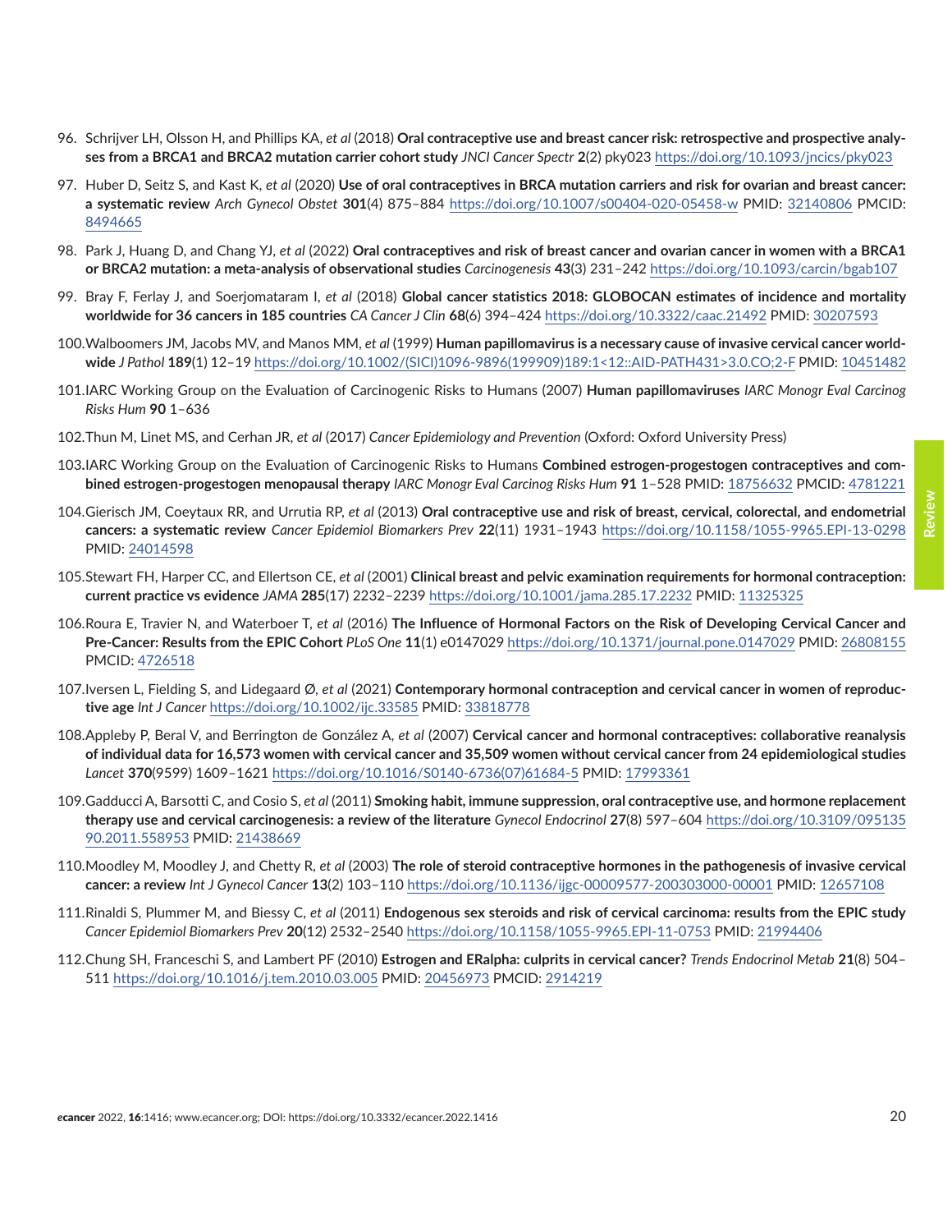96. Schrijver LH, Olsson H, and Phillips KA, *et al* (2018) **Oral contraceptive use and breast cancer risk: retrospective and prospective analyses from a BRCA1 and BRCA2 mutation carrier cohort study** *JNCI Cancer Spectr* **2**(2) pky023 https://doi.org/10.1093/jncics/pky023

97. Huber D, Seitz S, and Kast K, *et al* (2020) **Use of oral contraceptives in BRCA mutation carriers and risk for ovarian and breast cancer: a systematic review** *Arch Gynecol Obstet* **301**(4) 875–884 https://doi.org/10.1007/s00404-020-05458-w PMID: 32140806 PMCID: 8494665

98. Park J, Huang D, and Chang YJ, *et al* (2022) **Oral contraceptives and risk of breast cancer and ovarian cancer in women with a BRCA1 or BRCA2 mutation: a meta-analysis of observational studies** *Carcinogenesis* **43**(3) 231–242 https://doi.org/10.1093/carcin/bgab107

99. Bray F, Ferlay J, and Soerjomataram I, *et al* (2018) **Global cancer statistics 2018: GLOBOCAN estimates of incidence and mortality worldwide for 36 cancers in 185 countries** *CA Cancer J Clin* **68**(6) 394–424 https://doi.org/10.3322/caac.21492 PMID: 30207593

100. Walboomers JM, Jacobs MV, and Manos MM, *et al* (1999) **Human papillomavirus is a necessary cause of invasive cervical cancer worldwide** *J Pathol* **189**(1) 12–19 https://doi.org/10.1002/(SICI)1096-9896(199909)189:1<12::AID-PATH431>3.0.CO;2-F PMID: 10451482

101. IARC Working Group on the Evaluation of Carcinogenic Risks to Humans (2007) **Human papillomaviruses** *IARC Monogr Eval Carcinog Risks Hum* **90** 1–636

102. Thun M, Linet MS, and Cerhan JR, *et al* (2017) *Cancer Epidemiology and Prevention* (Oxford: Oxford University Press)

103. IARC Working Group on the Evaluation of Carcinogenic Risks to Humans **Combined estrogen-progestogen contraceptives and combined estrogen-progestogen menopausal therapy** *IARC Monogr Eval Carcinog Risks Hum* **91** 1–528 PMID: 18756632 PMCID: 4781221

104. Gierisch JM, Coeytaux RR, and Urrutia RP, *et al* (2013) **Oral contraceptive use and risk of breast, cervical, colorectal, and endometrial cancers: a systematic review** *Cancer Epidemiol Biomarkers Prev* **22**(11) 1931–1943 https://doi.org/10.1158/1055-9965.EPI-13-0298 PMID: 24014598

105. Stewart FH, Harper CC, and Ellertson CE, *et al* (2001) **Clinical breast and pelvic examination requirements for hormonal contraception: current practice vs evidence** *JAMA* **285**(17) 2232–2239 https://doi.org/10.1001/jama.285.17.2232 PMID: 11325325

106. Roura E, Travier N, and Waterboer T, *et al* (2016) **The Influence of Hormonal Factors on the Risk of Developing Cervical Cancer and Pre-Cancer: Results from the EPIC Cohort** *PLoS One* **11**(1) e0147029 https://doi.org/10.1371/journal.pone.0147029 PMID: 26808155 PMCID: 4726518

107. Iversen L, Fielding S, and Lidegaard Ø, *et al* (2021) **Contemporary hormonal contraception and cervical cancer in women of reproductive age** *Int J Cancer* https://doi.org/10.1002/ijc.33585 PMID: 33818778

108. Appleby P, Beral V, and Berrington de González A, *et al* (2007) **Cervical cancer and hormonal contraceptives: collaborative reanalysis of individual data for 16,573 women with cervical cancer and 35,509 women without cervical cancer from 24 epidemiological studies** *Lancet* **370**(9599) 1609–1621 https://doi.org/10.1016/S0140-6736(07)61684-5 PMID: 17993361

109. Gadducci A, Barsotti C, and Cosio S, *et al* (2011) **Smoking habit, immune suppression, oral contraceptive use, and hormone replacement therapy use and cervical carcinogenesis: a review of the literature** *Gynecol Endocrinol* **27**(8) 597–604 https://doi.org/10.3109/09513590.2011.558953 PMID: 21438669

110. Moodley M, Moodley J, and Chetty R, *et al* (2003) **The role of steroid contraceptive hormones in the pathogenesis of invasive cervical cancer: a review** *Int J Gynecol Cancer* **13**(2) 103–110 https://doi.org/10.1136/ijgc-00009577-200303000-00001 PMID: 12657108

111. Rinaldi S, Plummer M, and Biessy C, *et al* (2011) **Endogenous sex steroids and risk of cervical carcinoma: results from the EPIC study** *Cancer Epidemiol Biomarkers Prev* **20**(12) 2532–2540 https://doi.org/10.1158/1055-9965.EPI-11-0753 PMID: 21994406

112. Chung SH, Franceschi S, and Lambert PF (2010) **Estrogen and ERalpha: culprits in cervical cancer?** *Trends Endocrinol Metab* **21**(8) 504–511 https://doi.org/10.1016/j.tem.2010.03.005 PMID: 20456973 PMCID: 2914219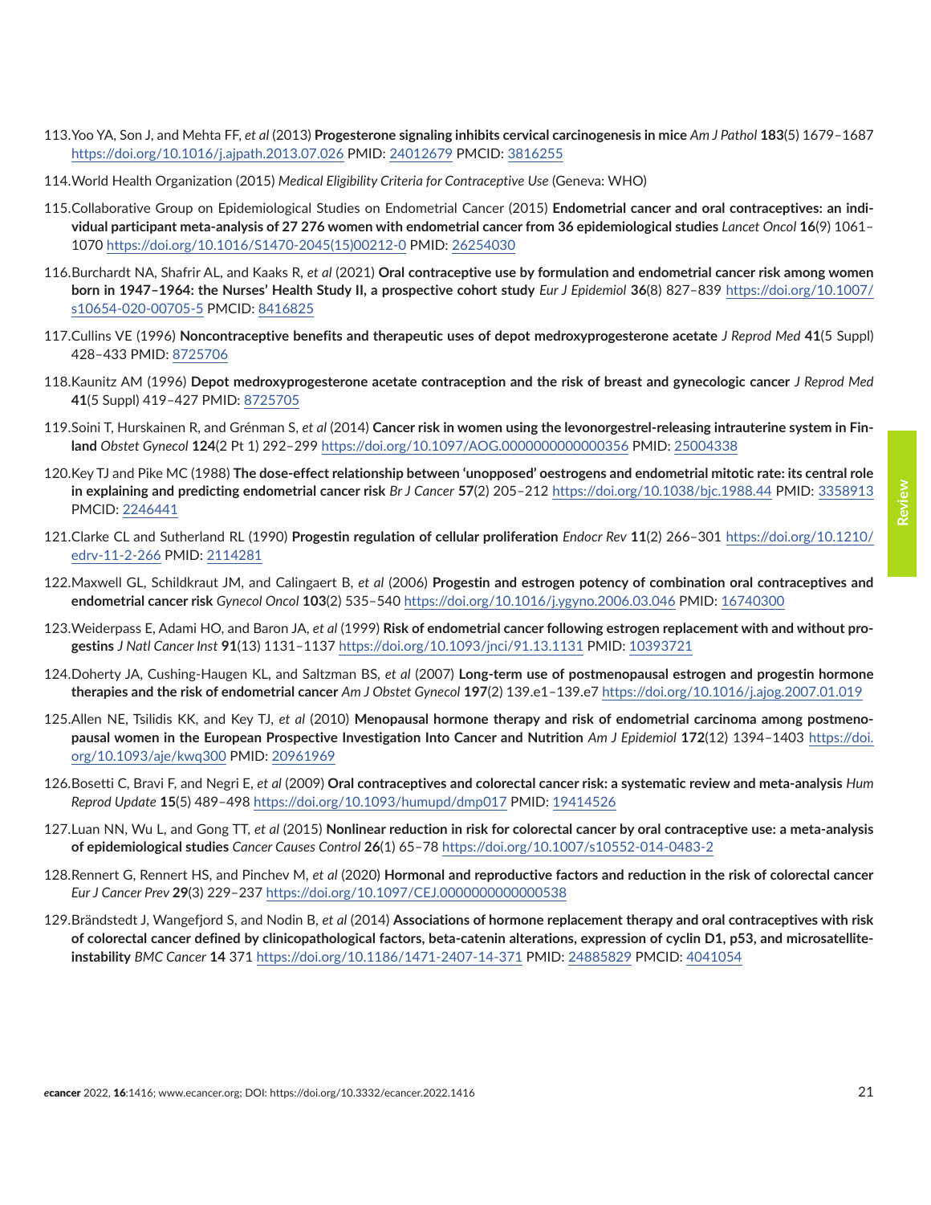113. Yoo YA, Son J, and Mehta FF, *et al* (2013) **Progesterone signaling inhibits cervical carcinogenesis in mice** *Am J Pathol* **183**(5) 1679–1687 https://doi.org/10.1016/j.ajpath.2013.07.026 PMID: 24012679 PMCID: 3816255

114. World Health Organization (2015) *Medical Eligibility Criteria for Contraceptive Use* (Geneva: WHO)

115. Collaborative Group on Epidemiological Studies on Endometrial Cancer (2015) **Endometrial cancer and oral contraceptives: an individual participant meta-analysis of 27 276 women with endometrial cancer from 36 epidemiological studies** *Lancet Oncol* **16**(9) 1061–1070 https://doi.org/10.1016/S1470-2045(15)00212-0 PMID: 26254030

116. Burchardt NA, Shafrir AL, and Kaaks R, *et al* (2021) **Oral contraceptive use by formulation and endometrial cancer risk among women born in 1947–1964: the Nurses' Health Study II, a prospective cohort study** *Eur J Epidemiol* **36**(8) 827–839 https://doi.org/10.1007/s10654-020-00705-5 PMCID: 8416825

117. Cullins VE (1996) **Noncontraceptive benefits and therapeutic uses of depot medroxyprogesterone acetate** *J Reprod Med* **41**(5 Suppl) 428–433 PMID: 8725706

118. Kaunitz AM (1996) **Depot medroxyprogesterone acetate contraception and the risk of breast and gynecologic cancer** *J Reprod Med* **41**(5 Suppl) 419–427 PMID: 8725705

119. Soini T, Hurskainen R, and Grénman S, *et al* (2014) **Cancer risk in women using the levonorgestrel-releasing intrauterine system in Finland** *Obstet Gynecol* **124**(2 Pt 1) 292–299 https://doi.org/10.1097/AOG.0000000000000356 PMID: 25004338

120. Key TJ and Pike MC (1988) **The dose-effect relationship between 'unopposed' oestrogens and endometrial mitotic rate: its central role in explaining and predicting endometrial cancer risk** *Br J Cancer* **57**(2) 205–212 https://doi.org/10.1038/bjc.1988.44 PMID: 3358913 PMCID: 2246441

121. Clarke CL and Sutherland RL (1990) **Progestin regulation of cellular proliferation** *Endocr Rev* **11**(2) 266–301 https://doi.org/10.1210/edrv-11-2-266 PMID: 2114281

122. Maxwell GL, Schildkraut JM, and Calingaert B, *et al* (2006) **Progestin and estrogen potency of combination oral contraceptives and endometrial cancer risk** *Gynecol Oncol* **103**(2) 535–540 https://doi.org/10.1016/j.ygyno.2006.03.046 PMID: 16740300

123. Weiderpass E, Adami HO, and Baron JA, *et al* (1999) **Risk of endometrial cancer following estrogen replacement with and without progestins** *J Natl Cancer Inst* **91**(13) 1131–1137 https://doi.org/10.1093/jnci/91.13.1131 PMID: 10393721

124. Doherty JA, Cushing-Haugen KL, and Saltzman BS, *et al* (2007) **Long-term use of postmenopausal estrogen and progestin hormone therapies and the risk of endometrial cancer** *Am J Obstet Gynecol* **197**(2) 139.e1–139.e7 https://doi.org/10.1016/j.ajog.2007.01.019

125. Allen NE, Tsilidis KK, and Key TJ, *et al* (2010) **Menopausal hormone therapy and risk of endometrial carcinoma among postmenopausal women in the European Prospective Investigation Into Cancer and Nutrition** *Am J Epidemiol* **172**(12) 1394–1403 https://doi.org/10.1093/aje/kwq300 PMID: 20961969

126. Bosetti C, Bravi F, and Negri E, *et al* (2009) **Oral contraceptives and colorectal cancer risk: a systematic review and meta-analysis** *Hum Reprod Update* **15**(5) 489–498 https://doi.org/10.1093/humupd/dmp017 PMID: 19414526

127. Luan NN, Wu L, and Gong TT, *et al* (2015) **Nonlinear reduction in risk for colorectal cancer by oral contraceptive use: a meta-analysis of epidemiological studies** *Cancer Causes Control* **26**(1) 65–78 https://doi.org/10.1007/s10552-014-0483-2

128. Rennert G, Rennert HS, and Pinchev M, *et al* (2020) **Hormonal and reproductive factors and reduction in the risk of colorectal cancer** *Eur J Cancer Prev* **29**(3) 229–237 https://doi.org/10.1097/CEJ.0000000000000538

129. Brändstedt J, Wangefjord S, and Nodin B, *et al* (2014) **Associations of hormone replacement therapy and oral contraceptives with risk of colorectal cancer defined by clinicopathological factors, beta-catenin alterations, expression of cyclin D1, p53, and microsatellite-instability** *BMC Cancer* **14** 371 https://doi.org/10.1186/1471-2407-14-371 PMID: 24885829 PMCID: 4041054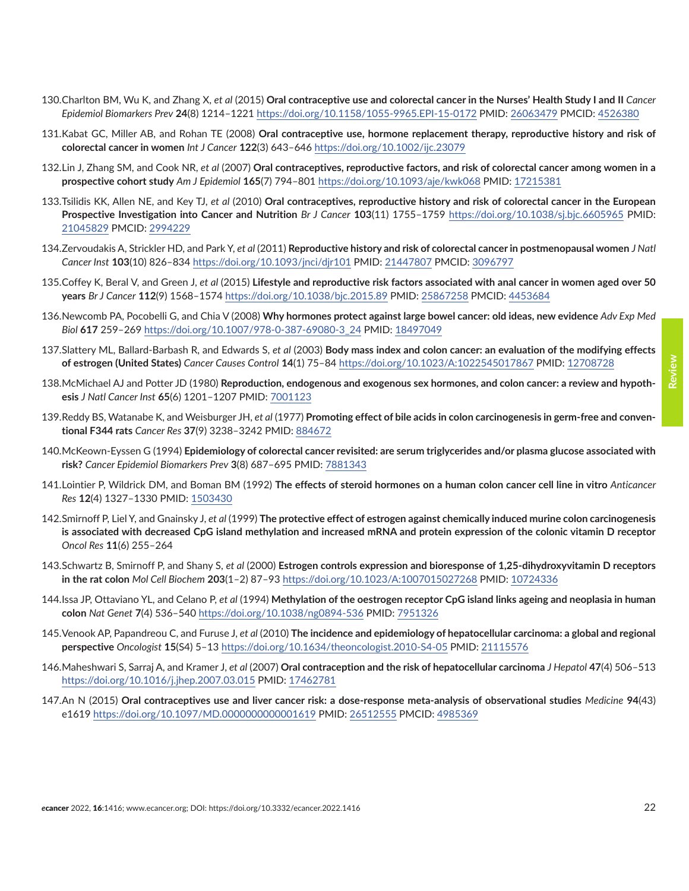130. Charlton BM, Wu K, and Zhang X, *et al* (2015) **Oral contraceptive use and colorectal cancer in the Nurses' Health Study I and II** *Cancer Epidemiol Biomarkers Prev* **24**(8) 1214–1221 https://doi.org/10.1158/1055-9965.EPI-15-0172 PMID: 26063479 PMCID: 4526380

131. Kabat GC, Miller AB, and Rohan TE (2008) **Oral contraceptive use, hormone replacement therapy, reproductive history and risk of colorectal cancer in women** *Int J Cancer* **122**(3) 643–646 https://doi.org/10.1002/ijc.23079

132. Lin J, Zhang SM, and Cook NR, *et al* (2007) **Oral contraceptives, reproductive factors, and risk of colorectal cancer among women in a prospective cohort study** *Am J Epidemiol* **165**(7) 794–801 https://doi.org/10.1093/aje/kwk068 PMID: 17215381

133. Tsilidis KK, Allen NE, and Key TJ, *et al* (2010) **Oral contraceptives, reproductive history and risk of colorectal cancer in the European Prospective Investigation into Cancer and Nutrition** *Br J Cancer* **103**(11) 1755–1759 https://doi.org/10.1038/sj.bjc.6605965 PMID: 21045829 PMCID: 2994229

134. Zervoudakis A, Strickler HD, and Park Y, *et al* (2011) **Reproductive history and risk of colorectal cancer in postmenopausal women** *J Natl Cancer Inst* **103**(10) 826–834 https://doi.org/10.1093/jnci/djr101 PMID: 21447807 PMCID: 3096797

135. Coffey K, Beral V, and Green J, *et al* (2015) **Lifestyle and reproductive risk factors associated with anal cancer in women aged over 50 years** *Br J Cancer* **112**(9) 1568–1574 https://doi.org/10.1038/bjc.2015.89 PMID: 25867258 PMCID: 4453684

136. Newcomb PA, Pocobelli G, and Chia V (2008) **Why hormones protect against large bowel cancer: old ideas, new evidence** *Adv Exp Med Biol* **617** 259–269 https://doi.org/10.1007/978-0-387-69080-3_24 PMID: 18497049

137. Slattery ML, Ballard-Barbash R, and Edwards S, *et al* (2003) **Body mass index and colon cancer: an evaluation of the modifying effects of estrogen (United States)** *Cancer Causes Control* **14**(1) 75–84 https://doi.org/10.1023/A:1022545017867 PMID: 12708728

138. McMichael AJ and Potter JD (1980) **Reproduction, endogenous and exogenous sex hormones, and colon cancer: a review and hypothesis** *J Natl Cancer Inst* **65**(6) 1201–1207 PMID: 7001123

139. Reddy BS, Watanabe K, and Weisburger JH, *et al* (1977) **Promoting effect of bile acids in colon carcinogenesis in germ-free and conventional F344 rats** *Cancer Res* **37**(9) 3238–3242 PMID: 884672

140. McKeown-Eyssen G (1994) **Epidemiology of colorectal cancer revisited: are serum triglycerides and/or plasma glucose associated with risk?** *Cancer Epidemiol Biomarkers Prev* **3**(8) 687–695 PMID: 7881343

141. Lointier P, Wildrick DM, and Boman BM (1992) **The effects of steroid hormones on a human colon cancer cell line in vitro** *Anticancer Res* **12**(4) 1327–1330 PMID: 1503430

142. Smirnoff P, Liel Y, and Gnainsky J, *et al* (1999) **The protective effect of estrogen against chemically induced murine colon carcinogenesis is associated with decreased CpG island methylation and increased mRNA and protein expression of the colonic vitamin D receptor** *Oncol Res* **11**(6) 255–264

143. Schwartz B, Smirnoff P, and Shany S, *et al* (2000) **Estrogen controls expression and bioresponse of 1,25-dihydroxyvitamin D receptors in the rat colon** *Mol Cell Biochem* **203**(1–2) 87–93 https://doi.org/10.1023/A:1007015027268 PMID: 10724336

144. Issa JP, Ottaviano YL, and Celano P, *et al* (1994) **Methylation of the oestrogen receptor CpG island links ageing and neoplasia in human colon** *Nat Genet* **7**(4) 536–540 https://doi.org/10.1038/ng0894-536 PMID: 7951326

145. Venook AP, Papandreou C, and Furuse J, *et al* (2010) **The incidence and epidemiology of hepatocellular carcinoma: a global and regional perspective** *Oncologist* **15**(S4) 5–13 https://doi.org/10.1634/theoncologist.2010-S4-05 PMID: 21115576

146. Maheshwari S, Sarraj A, and Kramer J, *et al* (2007) **Oral contraception and the risk of hepatocellular carcinoma** *J Hepatol* **47**(4) 506–513 https://doi.org/10.1016/j.jhep.2007.03.015 PMID: 17462781

147. An N (2015) **Oral contraceptives use and liver cancer risk: a dose-response meta-analysis of observational studies** *Medicine* **94**(43) e1619 https://doi.org/10.1097/MD.0000000000001619 PMID: 26512555 PMCID: 4985369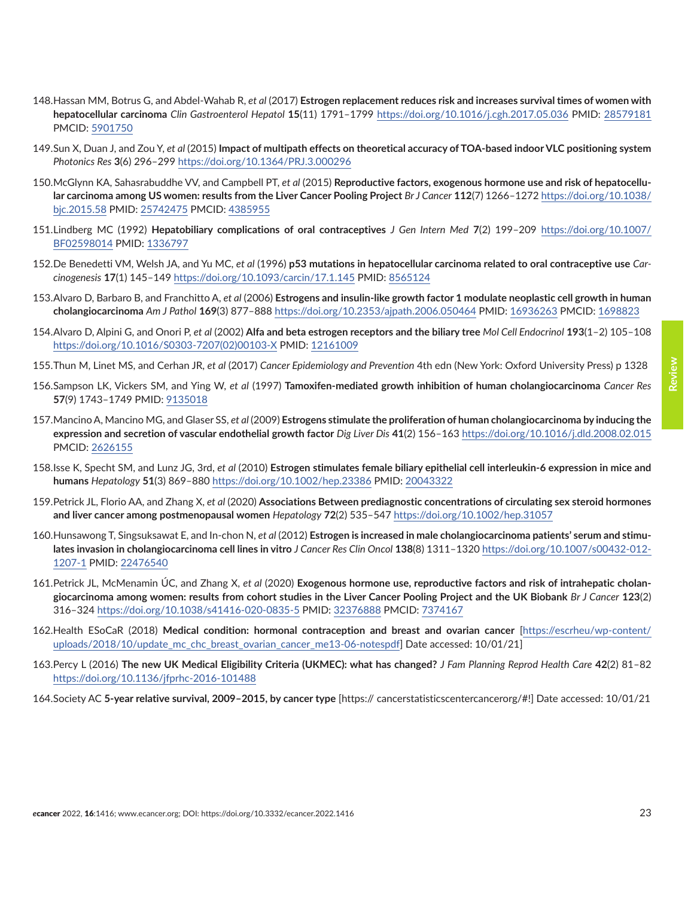148. Hassan MM, Botrus G, and Abdel-Wahab R, *et al* (2017) **Estrogen replacement reduces risk and increases survival times of women with hepatocellular carcinoma** *Clin Gastroenterol Hepatol* **15**(11) 1791–1799 https://doi.org/10.1016/j.cgh.2017.05.036 PMID: 28579181 PMCID: 5901750

149. Sun X, Duan J, and Zou Y, *et al* (2015) **Impact of multipath effects on theoretical accuracy of TOA-based indoor VLC positioning system** *Photonics Res* **3**(6) 296–299 https://doi.org/10.1364/PRJ.3.000296

150. McGlynn KA, Sahasrabuddhe VV, and Campbell PT, *et al* (2015) **Reproductive factors, exogenous hormone use and risk of hepatocellular carcinoma among US women: results from the Liver Cancer Pooling Project** *Br J Cancer* **112**(7) 1266–1272 https://doi.org/10.1038/bjc.2015.58 PMID: 25742475 PMCID: 4385955

151. Lindberg MC (1992) **Hepatobiliary complications of oral contraceptives** *J Gen Intern Med* **7**(2) 199–209 https://doi.org/10.1007/BF02598014 PMID: 1336797

152. De Benedetti VM, Welsh JA, and Yu MC, *et al* (1996) **p53 mutations in hepatocellular carcinoma related to oral contraceptive use** *Carcinogenesis* **17**(1) 145–149 https://doi.org/10.1093/carcin/17.1.145 PMID: 8565124

153. Alvaro D, Barbaro B, and Franchitto A, *et al* (2006) **Estrogens and insulin-like growth factor 1 modulate neoplastic cell growth in human cholangiocarcinoma** *Am J Pathol* **169**(3) 877–888 https://doi.org/10.2353/ajpath.2006.050464 PMID: 16936263 PMCID: 1698823

154. Alvaro D, Alpini G, and Onori P, *et al* (2002) **Alfa and beta estrogen receptors and the biliary tree** *Mol Cell Endocrinol* **193**(1–2) 105–108 https://doi.org/10.1016/S0303-7207(02)00103-X PMID: 12161009

155. Thun M, Linet MS, and Cerhan JR, *et al* (2017) *Cancer Epidemiology and Prevention* 4th edn (New York: Oxford University Press) p 1328

156. Sampson LK, Vickers SM, and Ying W, *et al* (1997) **Tamoxifen-mediated growth inhibition of human cholangiocarcinoma** *Cancer Res* **57**(9) 1743–1749 PMID: 9135018

157. Mancino A, Mancino MG, and Glaser SS, *et al* (2009) **Estrogens stimulate the proliferation of human cholangiocarcinoma by inducing the expression and secretion of vascular endothelial growth factor** *Dig Liver Dis* **41**(2) 156–163 https://doi.org/10.1016/j.dld.2008.02.015 PMCID: 2626155

158. Isse K, Specht SM, and Lunz JG, 3rd, *et al* (2010) **Estrogen stimulates female biliary epithelial cell interleukin-6 expression in mice and humans** *Hepatology* **51**(3) 869–880 https://doi.org/10.1002/hep.23386 PMID: 20043322

159. Petrick JL, Florio AA, and Zhang X, *et al* (2020) **Associations Between prediagnostic concentrations of circulating sex steroid hormones and liver cancer among postmenopausal women** *Hepatology* **72**(2) 535–547 https://doi.org/10.1002/hep.31057

160. Hunsawong T, Singsuksawat E, and In-chon N, *et al* (2012) **Estrogen is increased in male cholangiocarcinoma patients' serum and stimulates invasion in cholangiocarcinoma cell lines in vitro** *J Cancer Res Clin Oncol* **138**(8) 1311–1320 https://doi.org/10.1007/s00432-012-1207-1 PMID: 22476540

161. Petrick JL, McMenamin ÚC, and Zhang X, *et al* (2020) **Exogenous hormone use, reproductive factors and risk of intrahepatic cholangiocarcinoma among women: results from cohort studies in the Liver Cancer Pooling Project and the UK Biobank** *Br J Cancer* **123**(2) 316–324 https://doi.org/10.1038/s41416-020-0835-5 PMID: 32376888 PMCID: 7374167

162. Health ESoCaR (2018) **Medical condition: hormonal contraception and breast and ovarian cancer** [https://escrheu/wp-content/uploads/2018/10/update_mc_chc_breast_ovarian_cancer_me13-06-notespdf] Date accessed: 10/01/21]

163. Percy L (2016) **The new UK Medical Eligibility Criteria (UKMEC): what has changed?** *J Fam Planning Reprod Health Care* **42**(2) 81–82 https://doi.org/10.1136/jfprhc-2016-101488

164. Society AC **5-year relative survival, 2009–2015, by cancer type** [https:// cancerstatisticscentercancerorg/#!] Date accessed: 10/01/21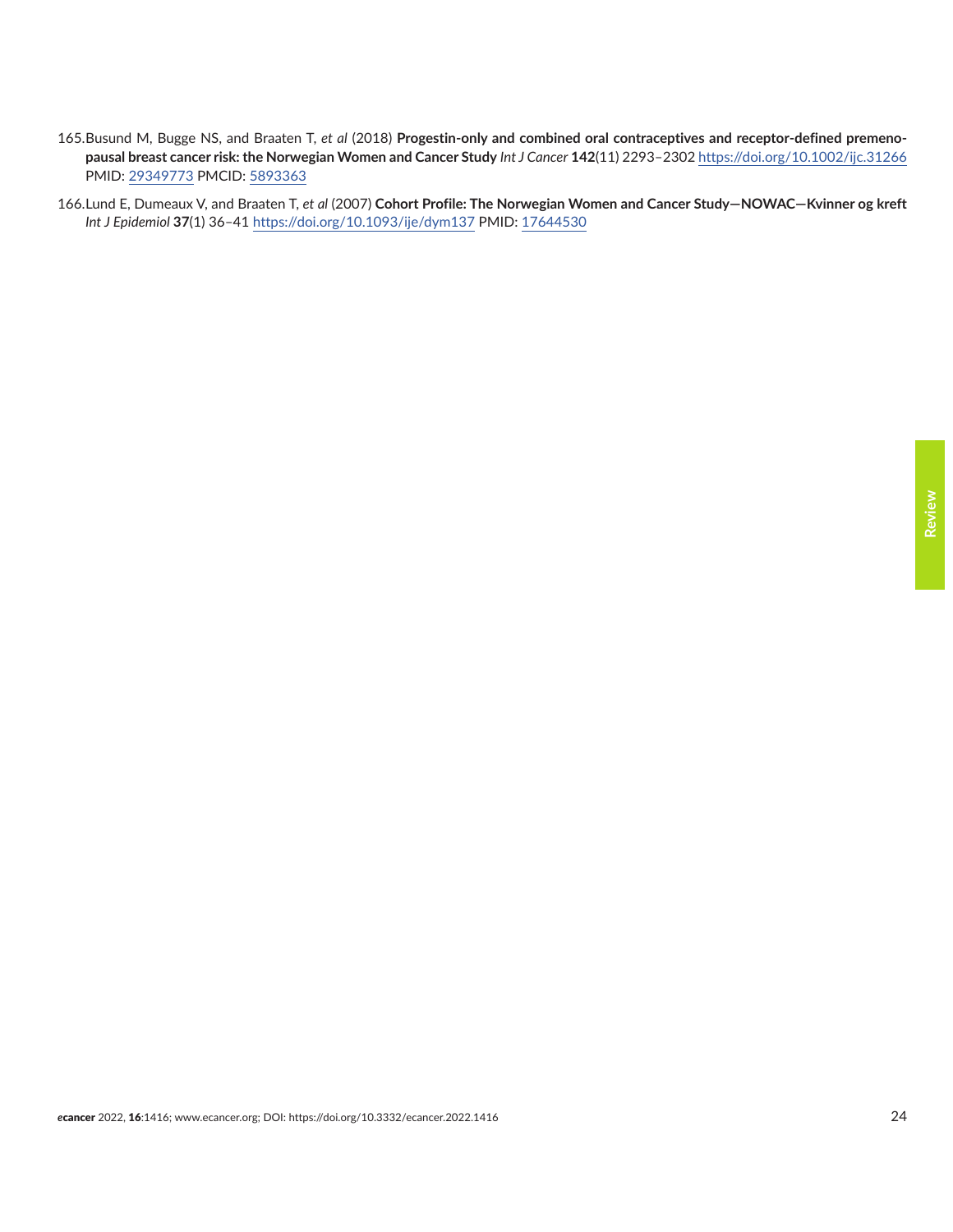165. Busund M, Bugge NS, and Braaten T, *et al* (2018) **Progestin-only and combined oral contraceptives and receptor-defined premenopausal breast cancer risk: the Norwegian Women and Cancer Study** *Int J Cancer* **142**(11) 2293–2302 https://doi.org/10.1002/ijc.31266 PMID: 29349773 PMCID: 5893363

166. Lund E, Dumeaux V, and Braaten T, *et al* (2007) **Cohort Profile: The Norwegian Women and Cancer Study—NOWAC—Kvinner og kreft** *Int J Epidemiol* **37**(1) 36–41 https://doi.org/10.1093/ije/dym137 PMID: 17644530